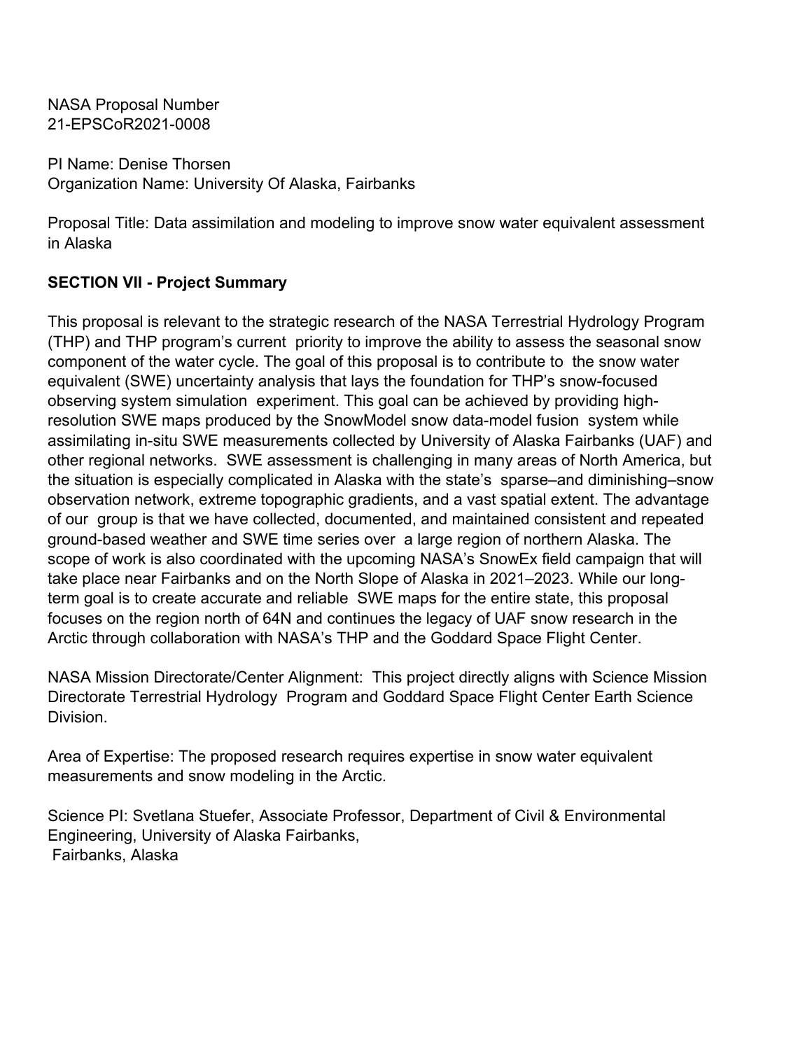NASA Proposal Number
21-EPSCoR2021-0008

PI Name: Denise Thorsen
Organization Name: University Of Alaska, Fairbanks

Proposal Title: Data assimilation and modeling to improve snow water equivalent assessment in Alaska

**SECTION VII - Project Summary**

This proposal is relevant to the strategic research of the NASA Terrestrial Hydrology Program (THP) and THP program's current priority to improve the ability to assess the seasonal snow component of the water cycle. The goal of this proposal is to contribute to the snow water equivalent (SWE) uncertainty analysis that lays the foundation for THP's snow-focused observing system simulation experiment. This goal can be achieved by providing high-resolution SWE maps produced by the SnowModel snow data-model fusion system while assimilating in-situ SWE measurements collected by University of Alaska Fairbanks (UAF) and other regional networks. SWE assessment is challenging in many areas of North America, but the situation is especially complicated in Alaska with the state's sparse–and diminishing–snow observation network, extreme topographic gradients, and a vast spatial extent. The advantage of our group is that we have collected, documented, and maintained consistent and repeated ground-based weather and SWE time series over a large region of northern Alaska. The scope of work is also coordinated with the upcoming NASA's SnowEx field campaign that will take place near Fairbanks and on the North Slope of Alaska in 2021–2023. While our long-term goal is to create accurate and reliable SWE maps for the entire state, this proposal focuses on the region north of 64N and continues the legacy of UAF snow research in the Arctic through collaboration with NASA's THP and the Goddard Space Flight Center.

NASA Mission Directorate/Center Alignment: This project directly aligns with Science Mission Directorate Terrestrial Hydrology Program and Goddard Space Flight Center Earth Science Division.

Area of Expertise: The proposed research requires expertise in snow water equivalent measurements and snow modeling in the Arctic.

Science PI: Svetlana Stuefer, Associate Professor, Department of Civil & Environmental Engineering, University of Alaska Fairbanks,
Fairbanks, Alaska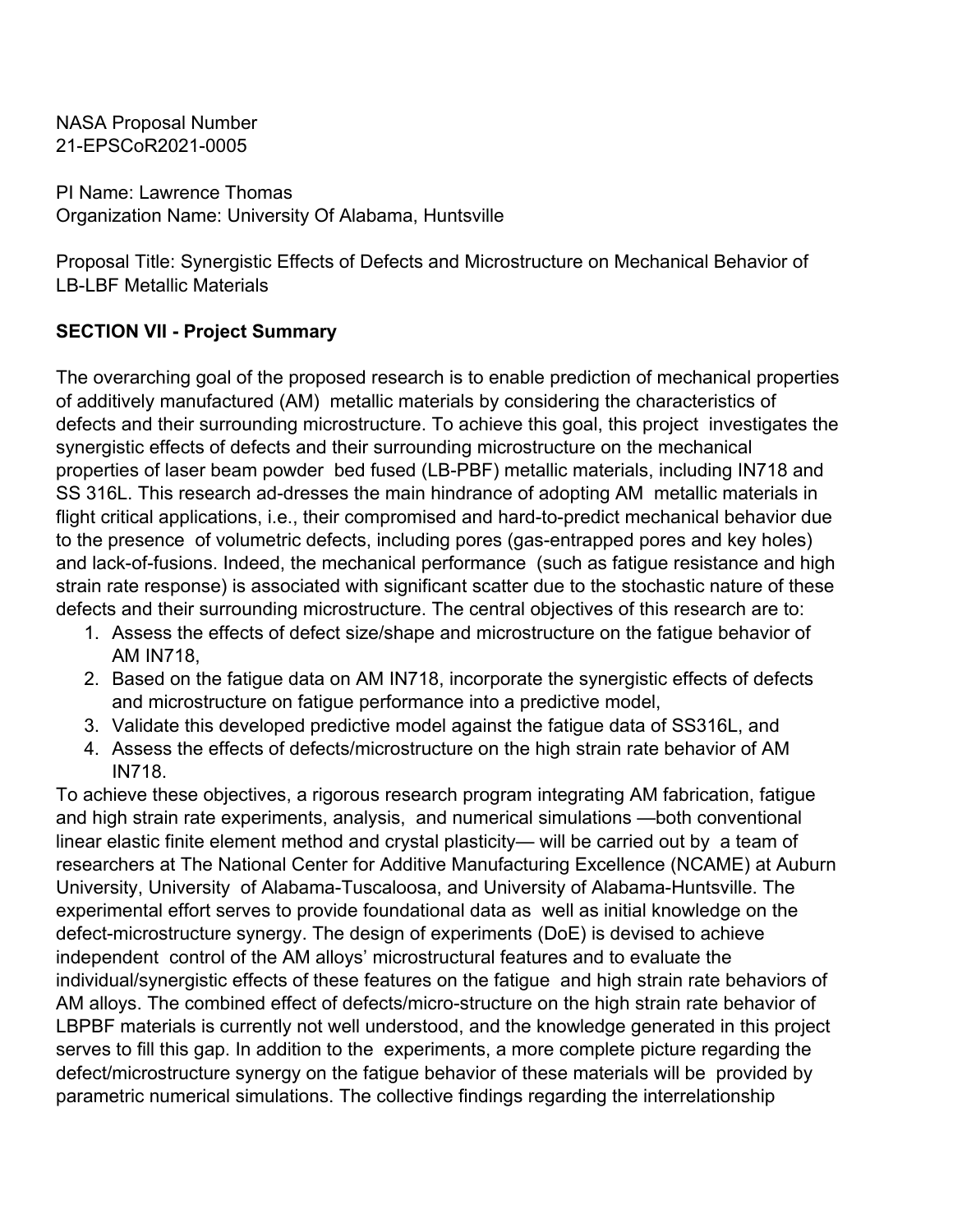NASA Proposal Number
21-EPSCoR2021-0005

PI Name: Lawrence Thomas
Organization Name: University Of Alabama, Huntsville

Proposal Title: Synergistic Effects of Defects and Microstructure on Mechanical Behavior of LB-LBF Metallic Materials

## SECTION VII - Project Summary

The overarching goal of the proposed research is to enable prediction of mechanical properties of additively manufactured (AM) metallic materials by considering the characteristics of defects and their surrounding microstructure. To achieve this goal, this project investigates the synergistic effects of defects and their surrounding microstructure on the mechanical properties of laser beam powder bed fused (LB-PBF) metallic materials, including IN718 and SS 316L. This research ad-dresses the main hindrance of adopting AM metallic materials in flight critical applications, i.e., their compromised and hard-to-predict mechanical behavior due to the presence of volumetric defects, including pores (gas-entrapped pores and key holes) and lack-of-fusions. Indeed, the mechanical performance (such as fatigue resistance and high strain rate response) is associated with significant scatter due to the stochastic nature of these defects and their surrounding microstructure. The central objectives of this research are to:

1. Assess the effects of defect size/shape and microstructure on the fatigue behavior of AM IN718,
2. Based on the fatigue data on AM IN718, incorporate the synergistic effects of defects and microstructure on fatigue performance into a predictive model,
3. Validate this developed predictive model against the fatigue data of SS316L, and
4. Assess the effects of defects/microstructure on the high strain rate behavior of AM IN718.

To achieve these objectives, a rigorous research program integrating AM fabrication, fatigue and high strain rate experiments, analysis, and numerical simulations —both conventional linear elastic finite element method and crystal plasticity— will be carried out by a team of researchers at The National Center for Additive Manufacturing Excellence (NCAME) at Auburn University, University of Alabama-Tuscaloosa, and University of Alabama-Huntsville. The experimental effort serves to provide foundational data as well as initial knowledge on the defect-microstructure synergy. The design of experiments (DoE) is devised to achieve independent control of the AM alloys' microstructural features and to evaluate the individual/synergistic effects of these features on the fatigue and high strain rate behaviors of AM alloys. The combined effect of defects/micro-structure on the high strain rate behavior of LBPBF materials is currently not well understood, and the knowledge generated in this project serves to fill this gap. In addition to the experiments, a more complete picture regarding the defect/microstructure synergy on the fatigue behavior of these materials will be provided by parametric numerical simulations. The collective findings regarding the interrelationship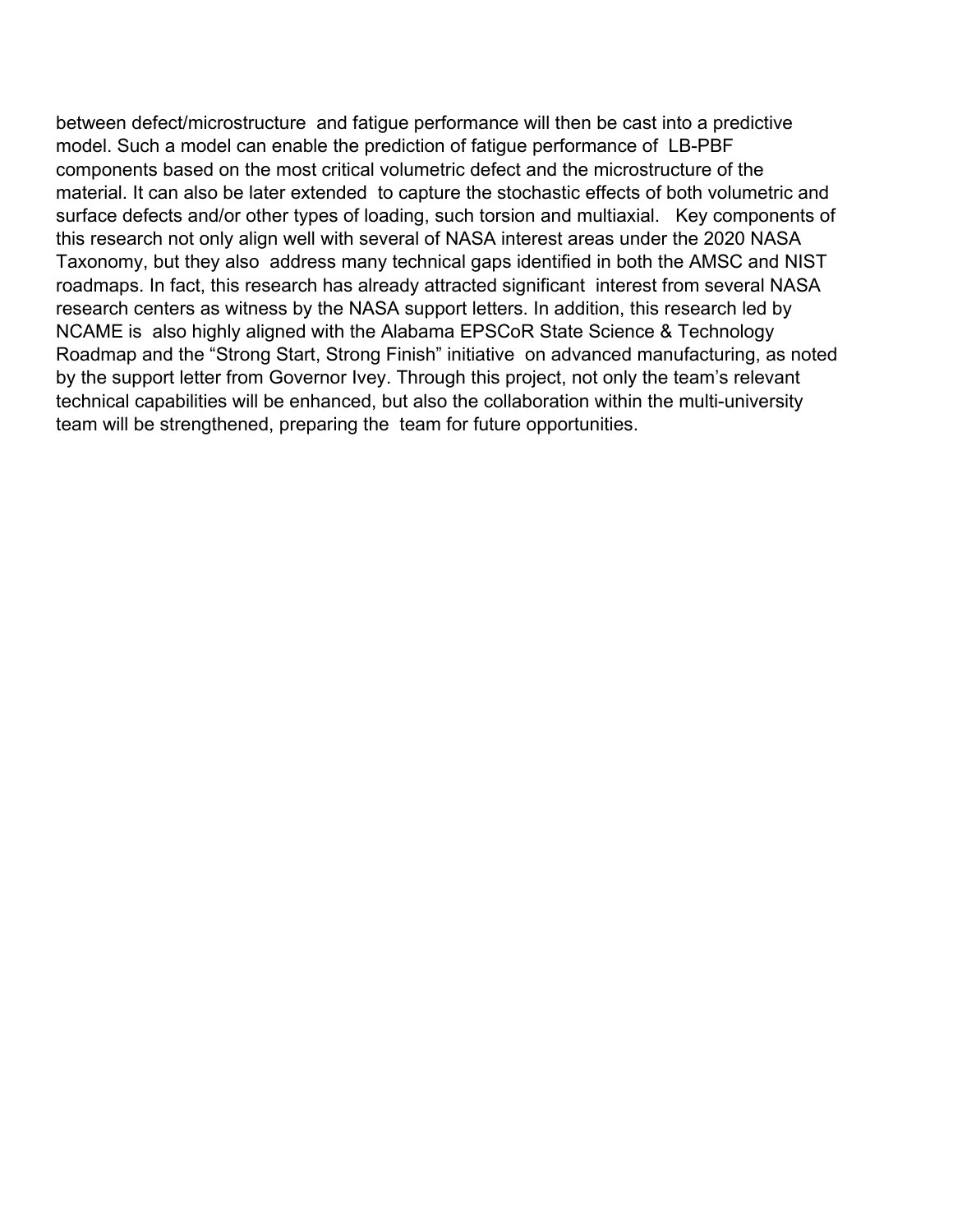between defect/microstructure and fatigue performance will then be cast into a predictive model. Such a model can enable the prediction of fatigue performance of LB-PBF components based on the most critical volumetric defect and the microstructure of the material. It can also be later extended to capture the stochastic effects of both volumetric and surface defects and/or other types of loading, such torsion and multiaxial. Key components of this research not only align well with several of NASA interest areas under the 2020 NASA Taxonomy, but they also address many technical gaps identified in both the AMSC and NIST roadmaps. In fact, this research has already attracted significant interest from several NASA research centers as witness by the NASA support letters. In addition, this research led by NCAME is also highly aligned with the Alabama EPSCoR State Science & Technology Roadmap and the "Strong Start, Strong Finish" initiative on advanced manufacturing, as noted by the support letter from Governor Ivey. Through this project, not only the team's relevant technical capabilities will be enhanced, but also the collaboration within the multi-university team will be strengthened, preparing the team for future opportunities.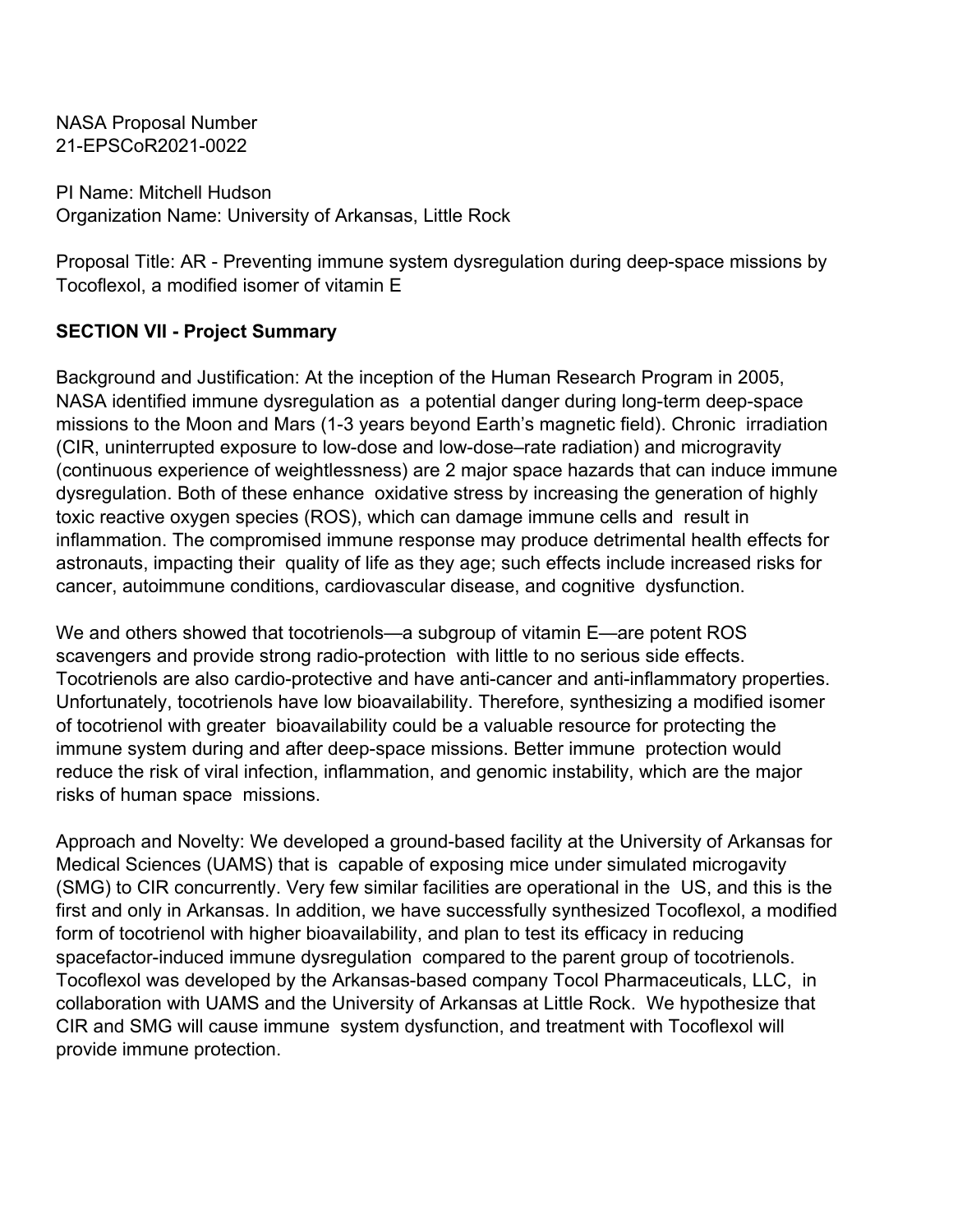NASA Proposal Number
21-EPSCoR2021-0022

PI Name: Mitchell Hudson
Organization Name: University of Arkansas, Little Rock

Proposal Title: AR - Preventing immune system dysregulation during deep-space missions by Tocoflexol, a modified isomer of vitamin E

## SECTION VII - Project Summary

Background and Justification: At the inception of the Human Research Program in 2005, NASA identified immune dysregulation as a potential danger during long-term deep-space missions to the Moon and Mars (1-3 years beyond Earth's magnetic field). Chronic irradiation (CIR, uninterrupted exposure to low-dose and low-dose–rate radiation) and microgravity (continuous experience of weightlessness) are 2 major space hazards that can induce immune dysregulation. Both of these enhance oxidative stress by increasing the generation of highly toxic reactive oxygen species (ROS), which can damage immune cells and result in inflammation. The compromised immune response may produce detrimental health effects for astronauts, impacting their quality of life as they age; such effects include increased risks for cancer, autoimmune conditions, cardiovascular disease, and cognitive dysfunction.

We and others showed that tocotrienols—a subgroup of vitamin E—are potent ROS scavengers and provide strong radio-protection with little to no serious side effects. Tocotrienols are also cardio-protective and have anti-cancer and anti-inflammatory properties. Unfortunately, tocotrienols have low bioavailability. Therefore, synthesizing a modified isomer of tocotrienol with greater bioavailability could be a valuable resource for protecting the immune system during and after deep-space missions. Better immune protection would reduce the risk of viral infection, inflammation, and genomic instability, which are the major risks of human space missions.

Approach and Novelty: We developed a ground-based facility at the University of Arkansas for Medical Sciences (UAMS) that is capable of exposing mice under simulated microgavity (SMG) to CIR concurrently. Very few similar facilities are operational in the US, and this is the first and only in Arkansas. In addition, we have successfully synthesized Tocoflexol, a modified form of tocotrienol with higher bioavailability, and plan to test its efficacy in reducing spacefactor-induced immune dysregulation compared to the parent group of tocotrienols. Tocoflexol was developed by the Arkansas-based company Tocol Pharmaceuticals, LLC, in collaboration with UAMS and the University of Arkansas at Little Rock. We hypothesize that CIR and SMG will cause immune system dysfunction, and treatment with Tocoflexol will provide immune protection.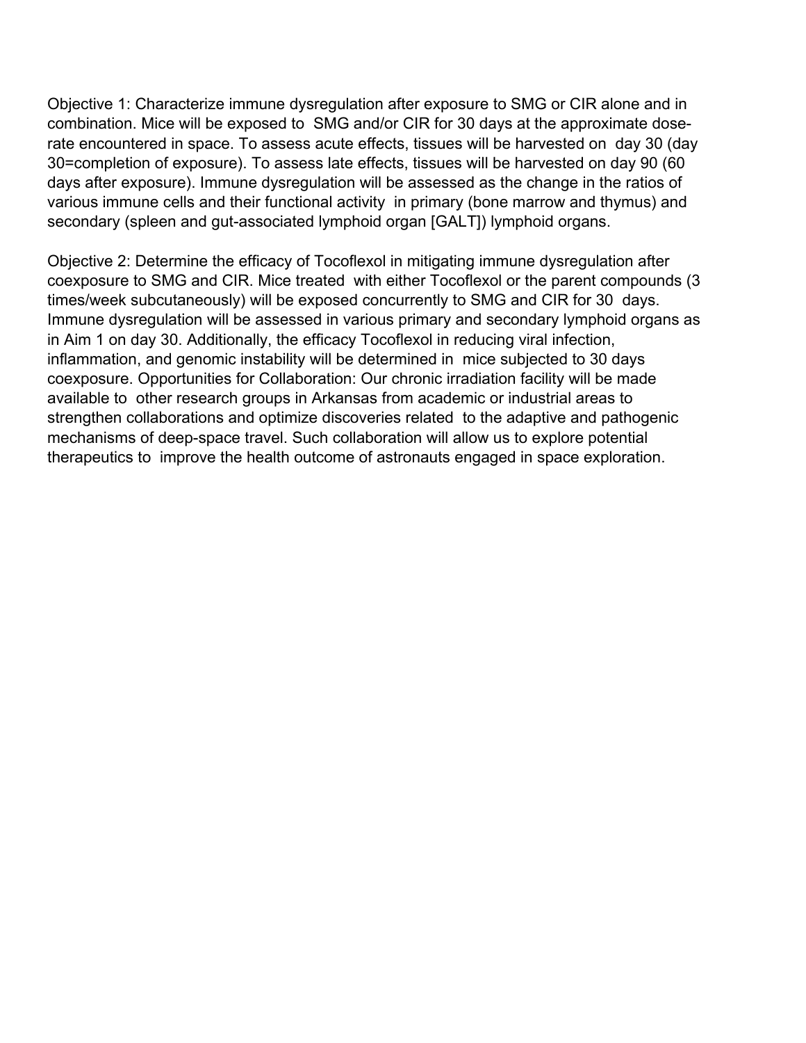Objective 1: Characterize immune dysregulation after exposure to SMG or CIR alone and in combination. Mice will be exposed to SMG and/or CIR for 30 days at the approximate dose-rate encountered in space. To assess acute effects, tissues will be harvested on day 30 (day 30=completion of exposure). To assess late effects, tissues will be harvested on day 90 (60 days after exposure). Immune dysregulation will be assessed as the change in the ratios of various immune cells and their functional activity in primary (bone marrow and thymus) and secondary (spleen and gut-associated lymphoid organ [GALT]) lymphoid organs.

Objective 2: Determine the efficacy of Tocoflexol in mitigating immune dysregulation after coexposure to SMG and CIR. Mice treated with either Tocoflexol or the parent compounds (3 times/week subcutaneously) will be exposed concurrently to SMG and CIR for 30 days. Immune dysregulation will be assessed in various primary and secondary lymphoid organs as in Aim 1 on day 30. Additionally, the efficacy Tocoflexol in reducing viral infection, inflammation, and genomic instability will be determined in mice subjected to 30 days coexposure. Opportunities for Collaboration: Our chronic irradiation facility will be made available to other research groups in Arkansas from academic or industrial areas to strengthen collaborations and optimize discoveries related to the adaptive and pathogenic mechanisms of deep-space travel. Such collaboration will allow us to explore potential therapeutics to improve the health outcome of astronauts engaged in space exploration.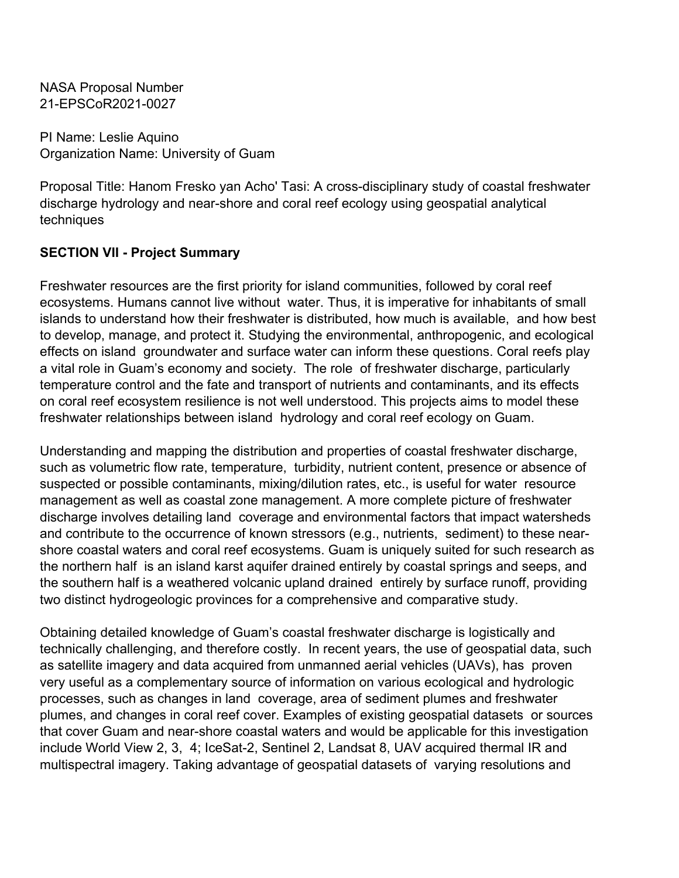NASA Proposal Number
21-EPSCoR2021-0027

PI Name: Leslie Aquino
Organization Name: University of Guam

Proposal Title: Hanom Fresko yan Acho' Tasi: A cross-disciplinary study of coastal freshwater discharge hydrology and near-shore and coral reef ecology using geospatial analytical techniques

**SECTION VII - Project Summary**

Freshwater resources are the first priority for island communities, followed by coral reef ecosystems. Humans cannot live without water. Thus, it is imperative for inhabitants of small islands to understand how their freshwater is distributed, how much is available, and how best to develop, manage, and protect it. Studying the environmental, anthropogenic, and ecological effects on island groundwater and surface water can inform these questions. Coral reefs play a vital role in Guam's economy and society. The role of freshwater discharge, particularly temperature control and the fate and transport of nutrients and contaminants, and its effects on coral reef ecosystem resilience is not well understood. This projects aims to model these freshwater relationships between island hydrology and coral reef ecology on Guam.

Understanding and mapping the distribution and properties of coastal freshwater discharge, such as volumetric flow rate, temperature, turbidity, nutrient content, presence or absence of suspected or possible contaminants, mixing/dilution rates, etc., is useful for water resource management as well as coastal zone management. A more complete picture of freshwater discharge involves detailing land coverage and environmental factors that impact watersheds and contribute to the occurrence of known stressors (e.g., nutrients, sediment) to these near-shore coastal waters and coral reef ecosystems. Guam is uniquely suited for such research as the northern half is an island karst aquifer drained entirely by coastal springs and seeps, and the southern half is a weathered volcanic upland drained entirely by surface runoff, providing two distinct hydrogeologic provinces for a comprehensive and comparative study.

Obtaining detailed knowledge of Guam's coastal freshwater discharge is logistically and technically challenging, and therefore costly. In recent years, the use of geospatial data, such as satellite imagery and data acquired from unmanned aerial vehicles (UAVs), has proven very useful as a complementary source of information on various ecological and hydrologic processes, such as changes in land coverage, area of sediment plumes and freshwater plumes, and changes in coral reef cover. Examples of existing geospatial datasets or sources that cover Guam and near-shore coastal waters and would be applicable for this investigation include World View 2, 3, 4; IceSat-2, Sentinel 2, Landsat 8, UAV acquired thermal IR and multispectral imagery. Taking advantage of geospatial datasets of varying resolutions and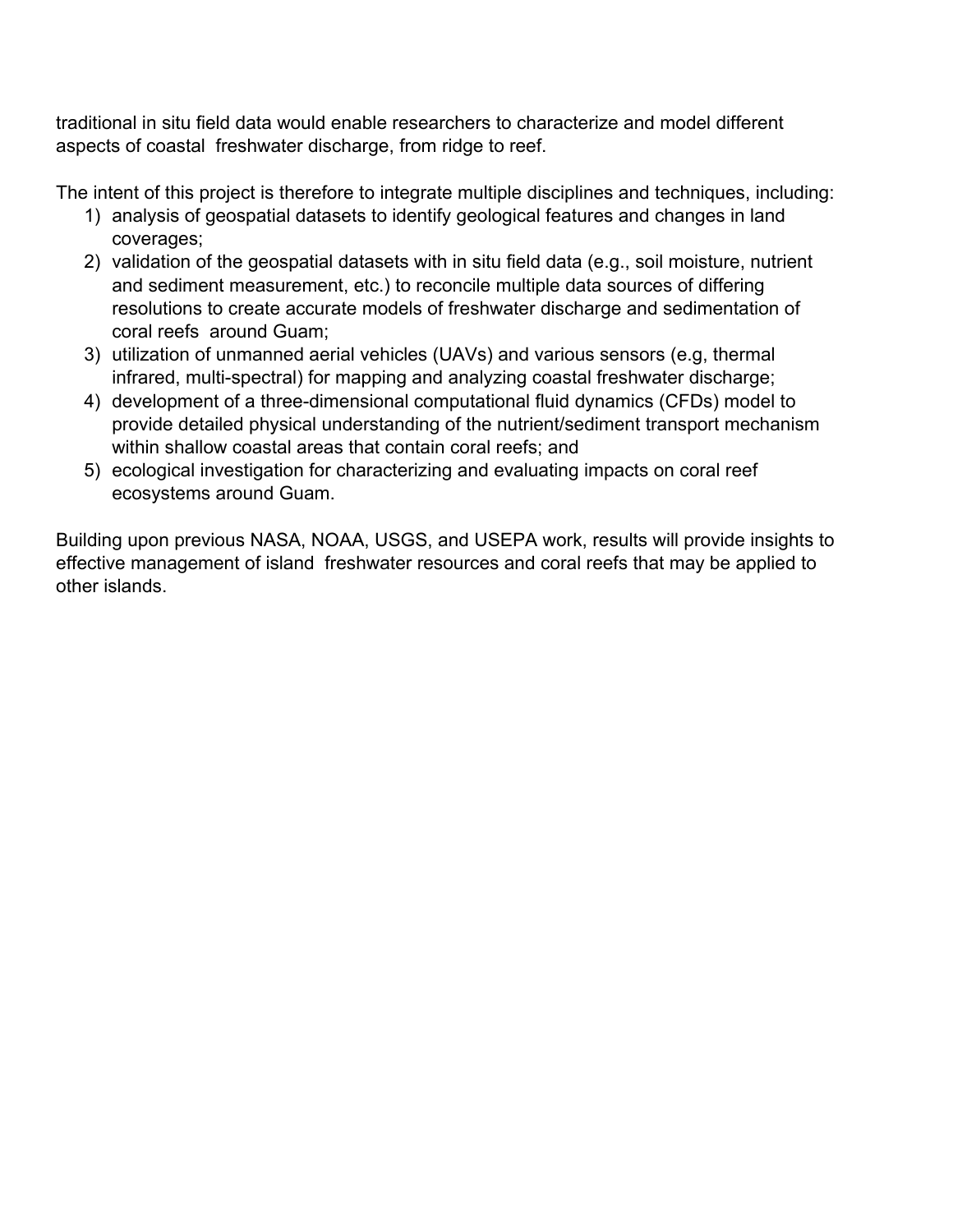traditional in situ field data would enable researchers to characterize and model different aspects of coastal freshwater discharge, from ridge to reef.

The intent of this project is therefore to integrate multiple disciplines and techniques, including:

1) analysis of geospatial datasets to identify geological features and changes in land coverages;
2) validation of the geospatial datasets with in situ field data (e.g., soil moisture, nutrient and sediment measurement, etc.) to reconcile multiple data sources of differing resolutions to create accurate models of freshwater discharge and sedimentation of coral reefs around Guam;
3) utilization of unmanned aerial vehicles (UAVs) and various sensors (e.g, thermal infrared, multi-spectral) for mapping and analyzing coastal freshwater discharge;
4) development of a three-dimensional computational fluid dynamics (CFDs) model to provide detailed physical understanding of the nutrient/sediment transport mechanism within shallow coastal areas that contain coral reefs; and
5) ecological investigation for characterizing and evaluating impacts on coral reef ecosystems around Guam.

Building upon previous NASA, NOAA, USGS, and USEPA work, results will provide insights to effective management of island freshwater resources and coral reefs that may be applied to other islands.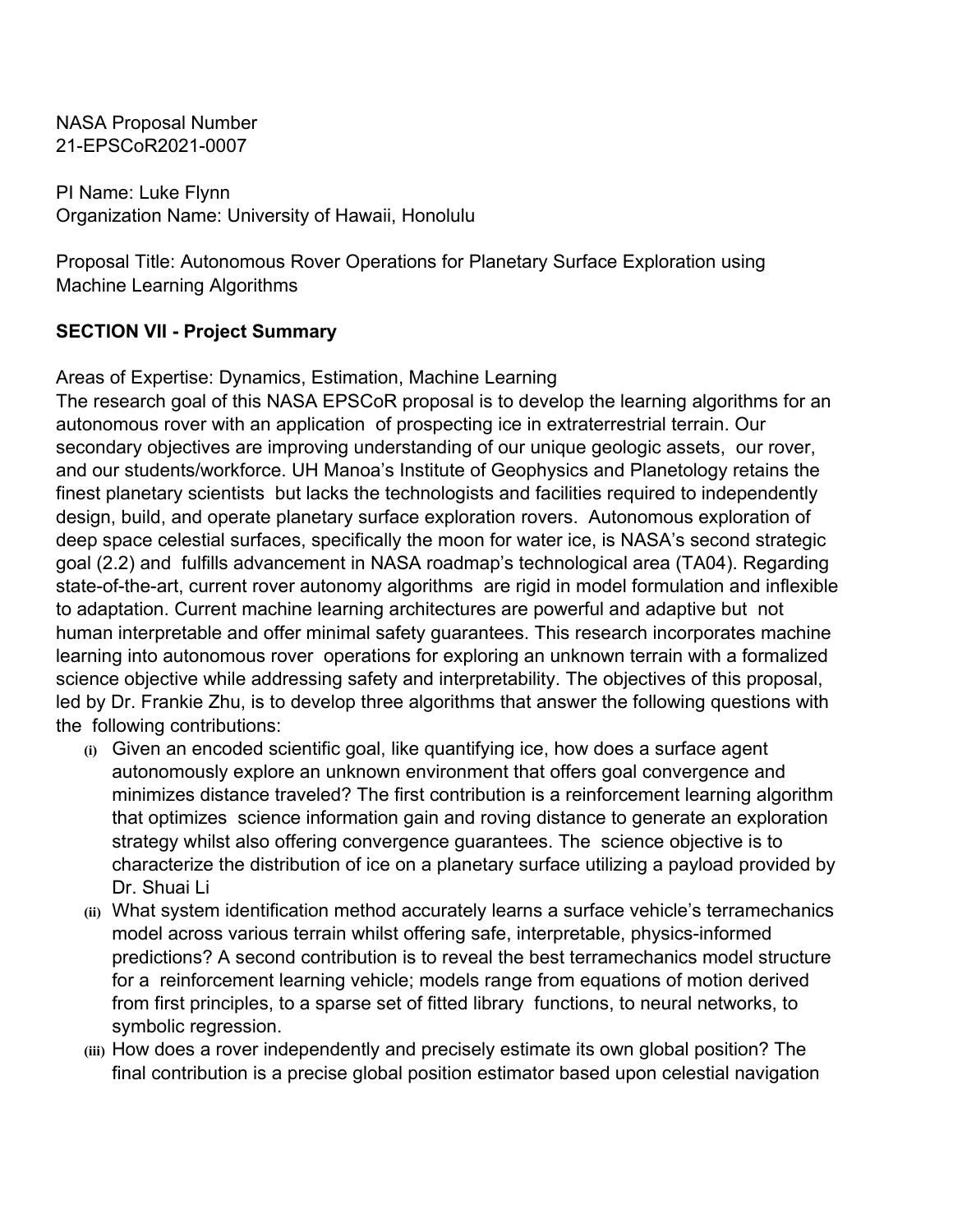NASA Proposal Number
21-EPSCoR2021-0007

PI Name: Luke Flynn
Organization Name: University of Hawaii, Honolulu

Proposal Title: Autonomous Rover Operations for Planetary Surface Exploration using Machine Learning Algorithms

## SECTION VII - Project Summary

Areas of Expertise: Dynamics, Estimation, Machine Learning
The research goal of this NASA EPSCoR proposal is to develop the learning algorithms for an autonomous rover with an application of prospecting ice in extraterrestrial terrain. Our secondary objectives are improving understanding of our unique geologic assets, our rover, and our students/workforce. UH Manoa's Institute of Geophysics and Planetology retains the finest planetary scientists but lacks the technologists and facilities required to independently design, build, and operate planetary surface exploration rovers. Autonomous exploration of deep space celestial surfaces, specifically the moon for water ice, is NASA's second strategic goal (2.2) and fulfills advancement in NASA roadmap's technological area (TA04). Regarding state-of-the-art, current rover autonomy algorithms are rigid in model formulation and inflexible to adaptation. Current machine learning architectures are powerful and adaptive but not human interpretable and offer minimal safety guarantees. This research incorporates machine learning into autonomous rover operations for exploring an unknown terrain with a formalized science objective while addressing safety and interpretability. The objectives of this proposal, led by Dr. Frankie Zhu, is to develop three algorithms that answer the following questions with the following contributions:

- (i) Given an encoded scientific goal, like quantifying ice, how does a surface agent autonomously explore an unknown environment that offers goal convergence and minimizes distance traveled? The first contribution is a reinforcement learning algorithm that optimizes science information gain and roving distance to generate an exploration strategy whilst also offering convergence guarantees. The science objective is to characterize the distribution of ice on a planetary surface utilizing a payload provided by Dr. Shuai Li
- (ii) What system identification method accurately learns a surface vehicle's terramechanics model across various terrain whilst offering safe, interpretable, physics-informed predictions? A second contribution is to reveal the best terramechanics model structure for a reinforcement learning vehicle; models range from equations of motion derived from first principles, to a sparse set of fitted library functions, to neural networks, to symbolic regression.
- (iii) How does a rover independently and precisely estimate its own global position? The final contribution is a precise global position estimator based upon celestial navigation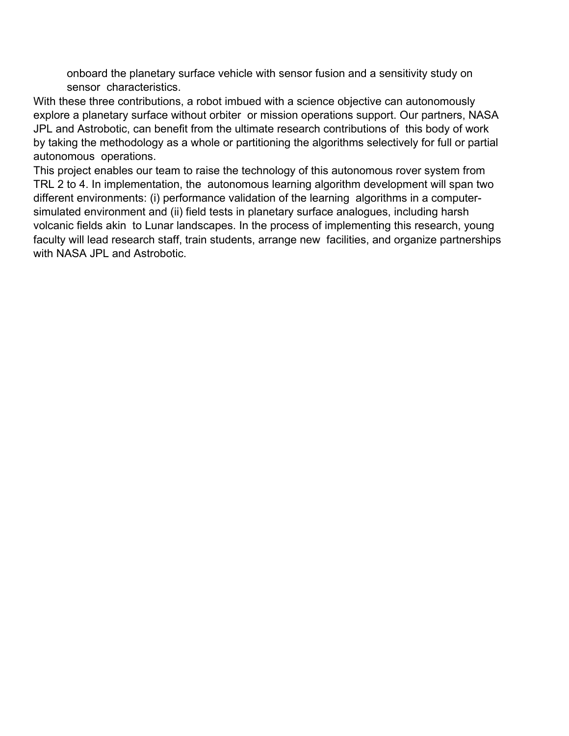onboard the planetary surface vehicle with sensor fusion and a sensitivity study on sensor characteristics.

With these three contributions, a robot imbued with a science objective can autonomously explore a planetary surface without orbiter or mission operations support. Our partners, NASA JPL and Astrobotic, can benefit from the ultimate research contributions of this body of work by taking the methodology as a whole or partitioning the algorithms selectively for full or partial autonomous operations.

This project enables our team to raise the technology of this autonomous rover system from TRL 2 to 4. In implementation, the autonomous learning algorithm development will span two different environments: (i) performance validation of the learning algorithms in a computer-simulated environment and (ii) field tests in planetary surface analogues, including harsh volcanic fields akin to Lunar landscapes. In the process of implementing this research, young faculty will lead research staff, train students, arrange new facilities, and organize partnerships with NASA JPL and Astrobotic.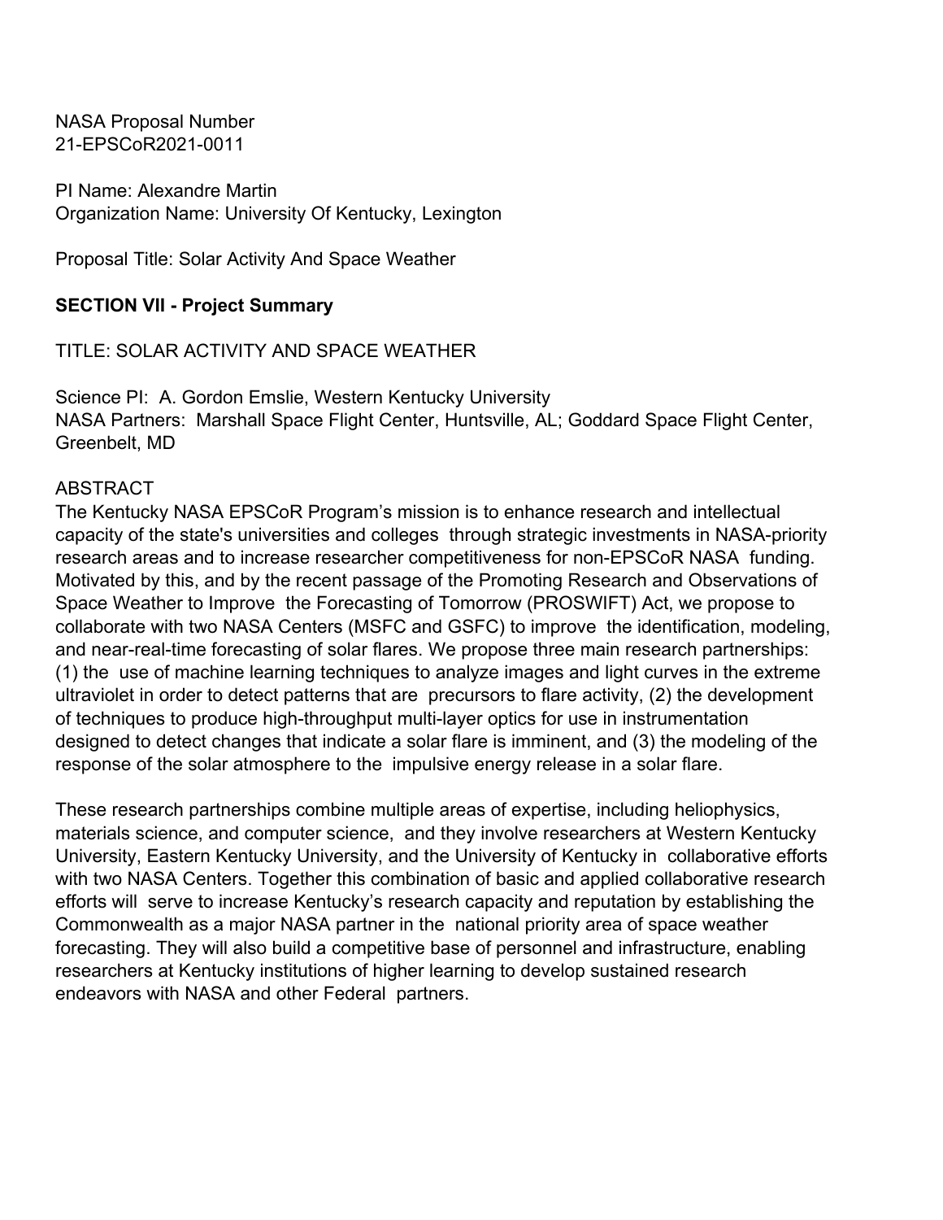NASA Proposal Number
21-EPSCoR2021-0011

PI Name: Alexandre Martin
Organization Name: University Of Kentucky, Lexington

Proposal Title: Solar Activity And Space Weather

**SECTION VII - Project Summary**

TITLE: SOLAR ACTIVITY AND SPACE WEATHER

Science PI: A. Gordon Emslie, Western Kentucky University
NASA Partners: Marshall Space Flight Center, Huntsville, AL; Goddard Space Flight Center, Greenbelt, MD

ABSTRACT
The Kentucky NASA EPSCoR Program's mission is to enhance research and intellectual capacity of the state's universities and colleges through strategic investments in NASA-priority research areas and to increase researcher competitiveness for non-EPSCoR NASA funding. Motivated by this, and by the recent passage of the Promoting Research and Observations of Space Weather to Improve the Forecasting of Tomorrow (PROSWIFT) Act, we propose to collaborate with two NASA Centers (MSFC and GSFC) to improve the identification, modeling, and near-real-time forecasting of solar flares. We propose three main research partnerships: (1) the use of machine learning techniques to analyze images and light curves in the extreme ultraviolet in order to detect patterns that are precursors to flare activity, (2) the development of techniques to produce high-throughput multi-layer optics for use in instrumentation designed to detect changes that indicate a solar flare is imminent, and (3) the modeling of the response of the solar atmosphere to the impulsive energy release in a solar flare.

These research partnerships combine multiple areas of expertise, including heliophysics, materials science, and computer science, and they involve researchers at Western Kentucky University, Eastern Kentucky University, and the University of Kentucky in collaborative efforts with two NASA Centers. Together this combination of basic and applied collaborative research efforts will serve to increase Kentucky's research capacity and reputation by establishing the Commonwealth as a major NASA partner in the national priority area of space weather forecasting. They will also build a competitive base of personnel and infrastructure, enabling researchers at Kentucky institutions of higher learning to develop sustained research endeavors with NASA and other Federal partners.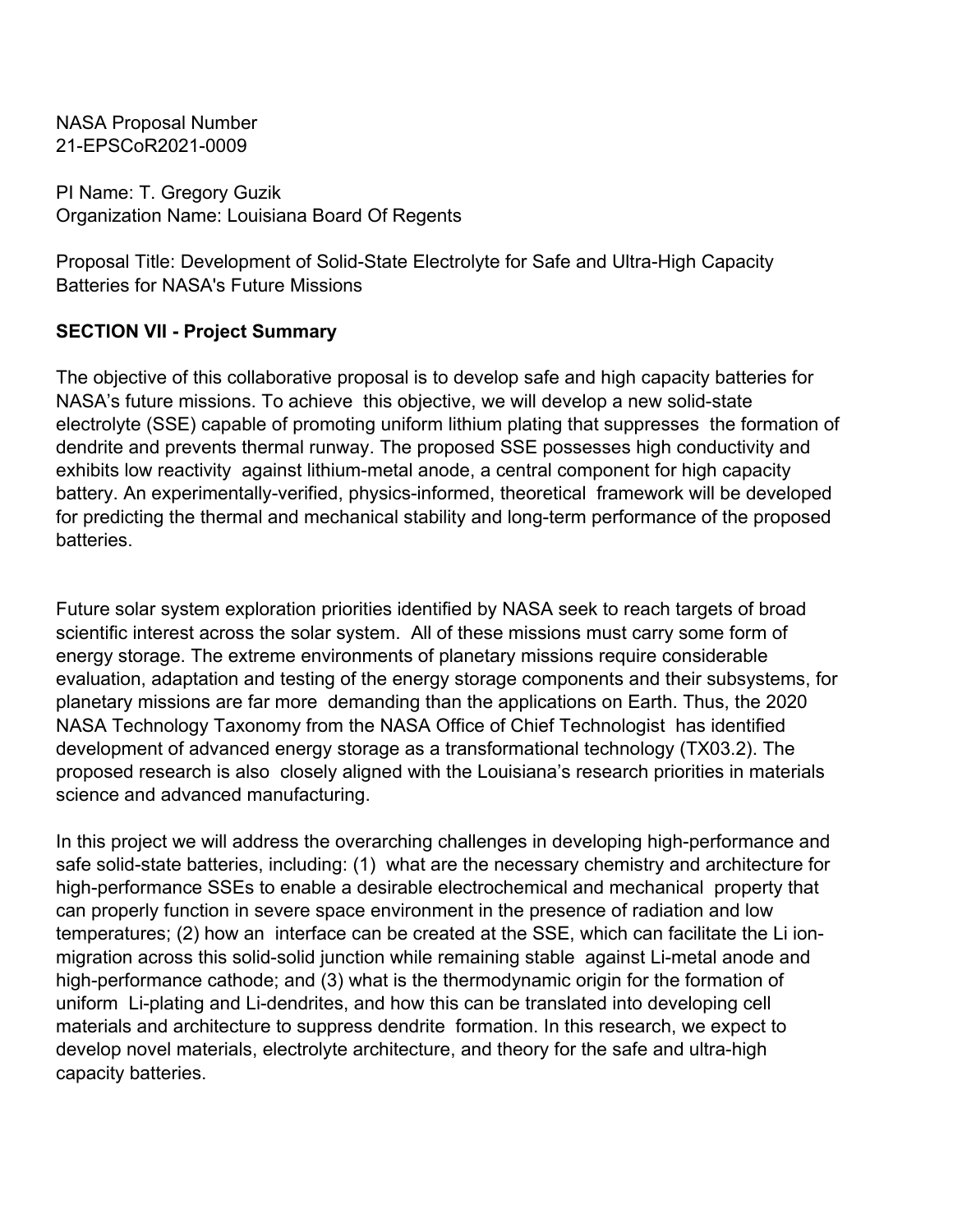NASA Proposal Number
21-EPSCoR2021-0009

PI Name: T. Gregory Guzik
Organization Name: Louisiana Board Of Regents

Proposal Title: Development of Solid-State Electrolyte for Safe and Ultra-High Capacity Batteries for NASA's Future Missions

**SECTION VII - Project Summary**

The objective of this collaborative proposal is to develop safe and high capacity batteries for NASA's future missions. To achieve this objective, we will develop a new solid-state electrolyte (SSE) capable of promoting uniform lithium plating that suppresses the formation of dendrite and prevents thermal runway. The proposed SSE possesses high conductivity and exhibits low reactivity against lithium-metal anode, a central component for high capacity battery. An experimentally-verified, physics-informed, theoretical framework will be developed for predicting the thermal and mechanical stability and long-term performance of the proposed batteries.

Future solar system exploration priorities identified by NASA seek to reach targets of broad scientific interest across the solar system. All of these missions must carry some form of energy storage. The extreme environments of planetary missions require considerable evaluation, adaptation and testing of the energy storage components and their subsystems, for planetary missions are far more demanding than the applications on Earth. Thus, the 2020 NASA Technology Taxonomy from the NASA Office of Chief Technologist has identified development of advanced energy storage as a transformational technology (TX03.2). The proposed research is also closely aligned with the Louisiana's research priorities in materials science and advanced manufacturing.

In this project we will address the overarching challenges in developing high-performance and safe solid-state batteries, including: (1) what are the necessary chemistry and architecture for high-performance SSEs to enable a desirable electrochemical and mechanical property that can properly function in severe space environment in the presence of radiation and low temperatures; (2) how an interface can be created at the SSE, which can facilitate the Li ion-migration across this solid-solid junction while remaining stable against Li-metal anode and high-performance cathode; and (3) what is the thermodynamic origin for the formation of uniform Li-plating and Li-dendrites, and how this can be translated into developing cell materials and architecture to suppress dendrite formation. In this research, we expect to develop novel materials, electrolyte architecture, and theory for the safe and ultra-high capacity batteries.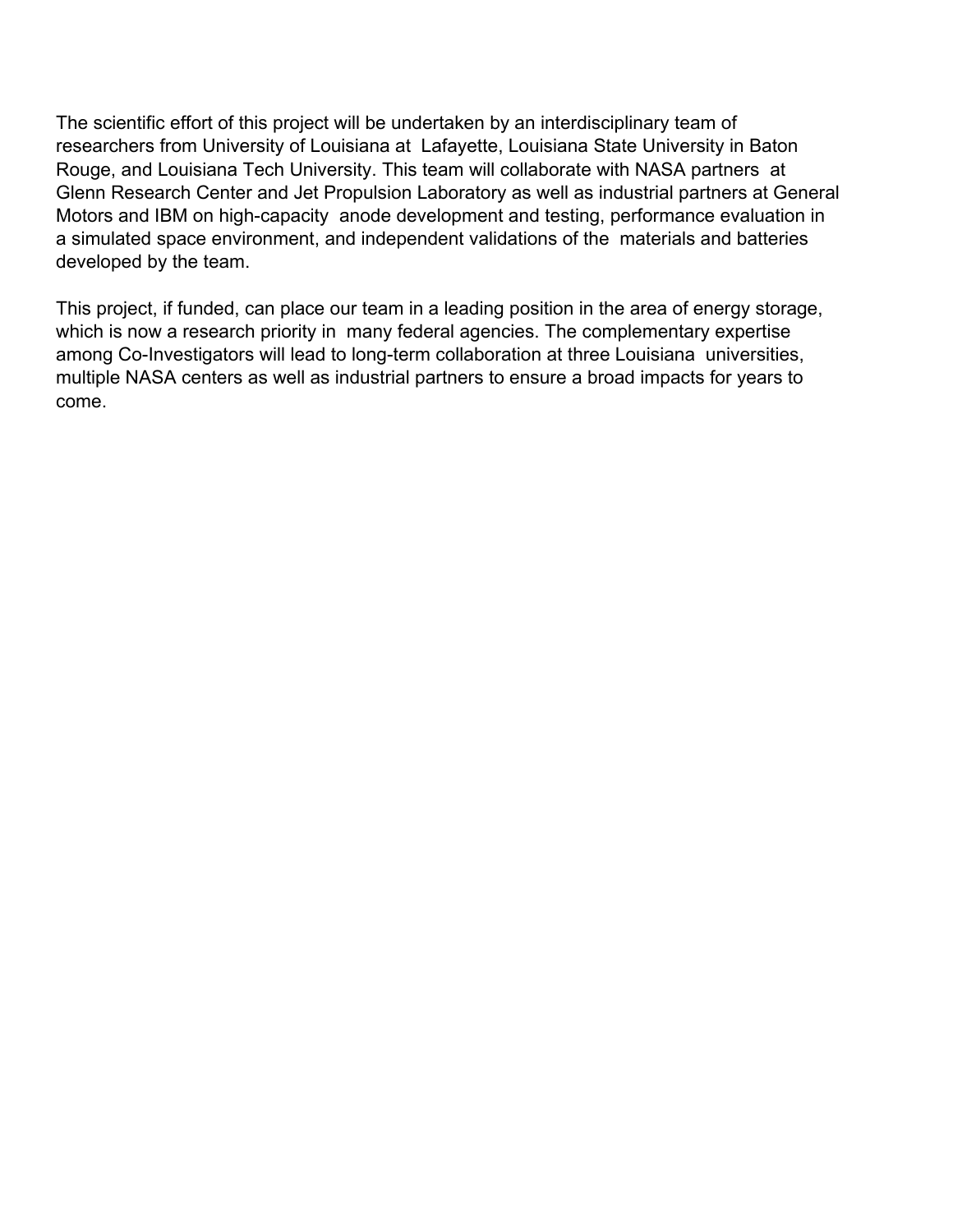The scientific effort of this project will be undertaken by an interdisciplinary team of researchers from University of Louisiana at Lafayette, Louisiana State University in Baton Rouge, and Louisiana Tech University. This team will collaborate with NASA partners at Glenn Research Center and Jet Propulsion Laboratory as well as industrial partners at General Motors and IBM on high-capacity anode development and testing, performance evaluation in a simulated space environment, and independent validations of the materials and batteries developed by the team.

This project, if funded, can place our team in a leading position in the area of energy storage, which is now a research priority in many federal agencies. The complementary expertise among Co-Investigators will lead to long-term collaboration at three Louisiana universities, multiple NASA centers as well as industrial partners to ensure a broad impacts for years to come.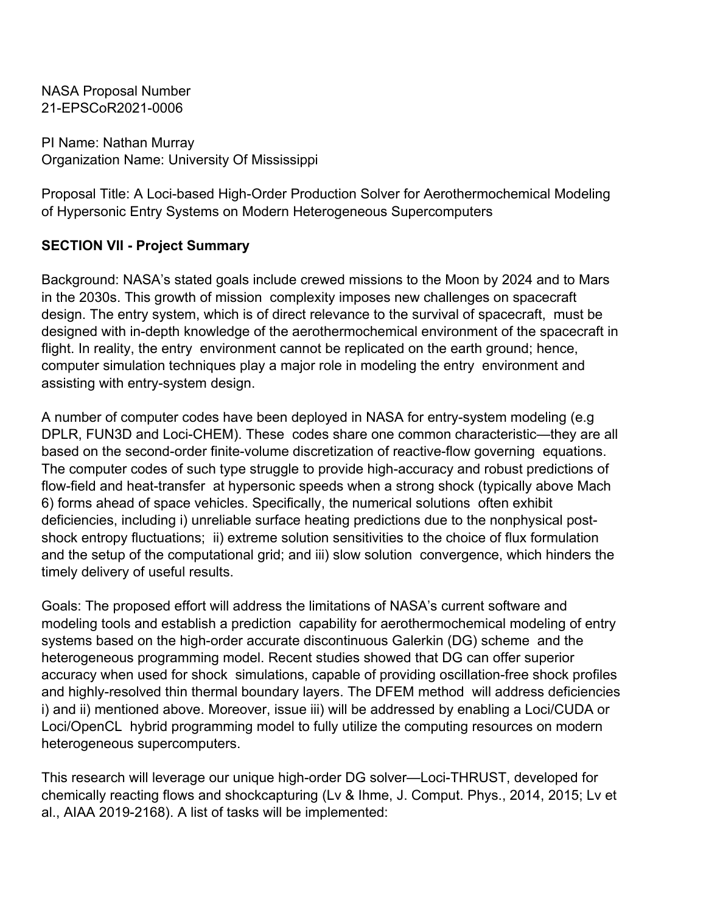NASA Proposal Number
21-EPSCoR2021-0006

PI Name: Nathan Murray
Organization Name: University Of Mississippi

Proposal Title: A Loci-based High-Order Production Solver for Aerothermochemical Modeling of Hypersonic Entry Systems on Modern Heterogeneous Supercomputers

**SECTION VII - Project Summary**

Background: NASA's stated goals include crewed missions to the Moon by 2024 and to Mars in the 2030s. This growth of mission complexity imposes new challenges on spacecraft design. The entry system, which is of direct relevance to the survival of spacecraft, must be designed with in-depth knowledge of the aerothermochemical environment of the spacecraft in flight. In reality, the entry environment cannot be replicated on the earth ground; hence, computer simulation techniques play a major role in modeling the entry environment and assisting with entry-system design.

A number of computer codes have been deployed in NASA for entry-system modeling (e.g DPLR, FUN3D and Loci-CHEM). These codes share one common characteristic—they are all based on the second-order finite-volume discretization of reactive-flow governing equations. The computer codes of such type struggle to provide high-accuracy and robust predictions of flow-field and heat-transfer at hypersonic speeds when a strong shock (typically above Mach 6) forms ahead of space vehicles. Specifically, the numerical solutions often exhibit deficiencies, including i) unreliable surface heating predictions due to the nonphysical post-shock entropy fluctuations; ii) extreme solution sensitivities to the choice of flux formulation and the setup of the computational grid; and iii) slow solution convergence, which hinders the timely delivery of useful results.

Goals: The proposed effort will address the limitations of NASA's current software and modeling tools and establish a prediction capability for aerothermochemical modeling of entry systems based on the high-order accurate discontinuous Galerkin (DG) scheme and the heterogeneous programming model. Recent studies showed that DG can offer superior accuracy when used for shock simulations, capable of providing oscillation-free shock profiles and highly-resolved thin thermal boundary layers. The DFEM method will address deficiencies i) and ii) mentioned above. Moreover, issue iii) will be addressed by enabling a Loci/CUDA or Loci/OpenCL hybrid programming model to fully utilize the computing resources on modern heterogeneous supercomputers.

This research will leverage our unique high-order DG solver—Loci-THRUST, developed for chemically reacting flows and shockcapturing (Lv & Ihme, J. Comput. Phys., 2014, 2015; Lv et al., AIAA 2019-2168). A list of tasks will be implemented: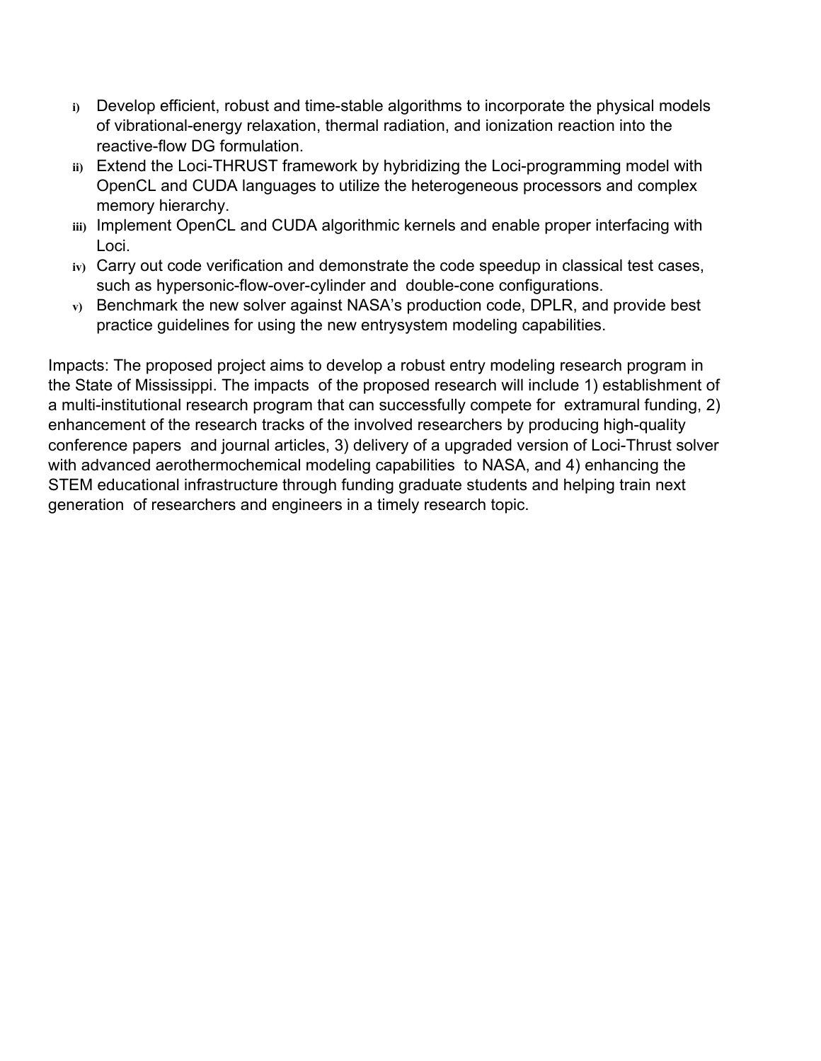i) Develop efficient, robust and time-stable algorithms to incorporate the physical models of vibrational-energy relaxation, thermal radiation, and ionization reaction into the reactive-flow DG formulation.

ii) Extend the Loci-THRUST framework by hybridizing the Loci-programming model with OpenCL and CUDA languages to utilize the heterogeneous processors and complex memory hierarchy.

iii) Implement OpenCL and CUDA algorithmic kernels and enable proper interfacing with Loci.

iv) Carry out code verification and demonstrate the code speedup in classical test cases, such as hypersonic-flow-over-cylinder and double-cone configurations.

v) Benchmark the new solver against NASA's production code, DPLR, and provide best practice guidelines for using the new entrysystem modeling capabilities.

Impacts: The proposed project aims to develop a robust entry modeling research program in the State of Mississippi. The impacts of the proposed research will include 1) establishment of a multi-institutional research program that can successfully compete for extramural funding, 2) enhancement of the research tracks of the involved researchers by producing high-quality conference papers and journal articles, 3) delivery of a upgraded version of Loci-Thrust solver with advanced aerothermochemical modeling capabilities to NASA, and 4) enhancing the STEM educational infrastructure through funding graduate students and helping train next generation of researchers and engineers in a timely research topic.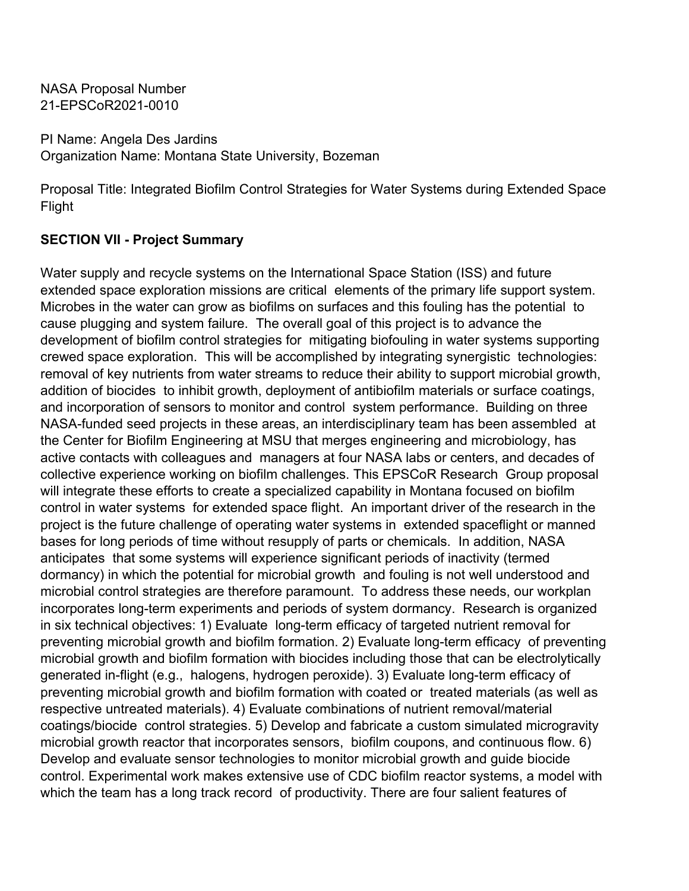NASA Proposal Number
21-EPSCoR2021-0010

PI Name: Angela Des Jardins
Organization Name: Montana State University, Bozeman

Proposal Title: Integrated Biofilm Control Strategies for Water Systems during Extended Space Flight

**SECTION VII - Project Summary**

Water supply and recycle systems on the International Space Station (ISS) and future extended space exploration missions are critical elements of the primary life support system. Microbes in the water can grow as biofilms on surfaces and this fouling has the potential to cause plugging and system failure. The overall goal of this project is to advance the development of biofilm control strategies for mitigating biofouling in water systems supporting crewed space exploration. This will be accomplished by integrating synergistic technologies: removal of key nutrients from water streams to reduce their ability to support microbial growth, addition of biocides to inhibit growth, deployment of antibiofilm materials or surface coatings, and incorporation of sensors to monitor and control system performance. Building on three NASA-funded seed projects in these areas, an interdisciplinary team has been assembled at the Center for Biofilm Engineering at MSU that merges engineering and microbiology, has active contacts with colleagues and managers at four NASA labs or centers, and decades of collective experience working on biofilm challenges. This EPSCoR Research Group proposal will integrate these efforts to create a specialized capability in Montana focused on biofilm control in water systems for extended space flight. An important driver of the research in the project is the future challenge of operating water systems in extended spaceflight or manned bases for long periods of time without resupply of parts or chemicals. In addition, NASA anticipates that some systems will experience significant periods of inactivity (termed dormancy) in which the potential for microbial growth and fouling is not well understood and microbial control strategies are therefore paramount. To address these needs, our workplan incorporates long-term experiments and periods of system dormancy. Research is organized in six technical objectives: 1) Evaluate long-term efficacy of targeted nutrient removal for preventing microbial growth and biofilm formation. 2) Evaluate long-term efficacy of preventing microbial growth and biofilm formation with biocides including those that can be electrolytically generated in-flight (e.g., halogens, hydrogen peroxide). 3) Evaluate long-term efficacy of preventing microbial growth and biofilm formation with coated or treated materials (as well as respective untreated materials). 4) Evaluate combinations of nutrient removal/material coatings/biocide control strategies. 5) Develop and fabricate a custom simulated microgravity microbial growth reactor that incorporates sensors, biofilm coupons, and continuous flow. 6) Develop and evaluate sensor technologies to monitor microbial growth and guide biocide control. Experimental work makes extensive use of CDC biofilm reactor systems, a model with which the team has a long track record of productivity. There are four salient features of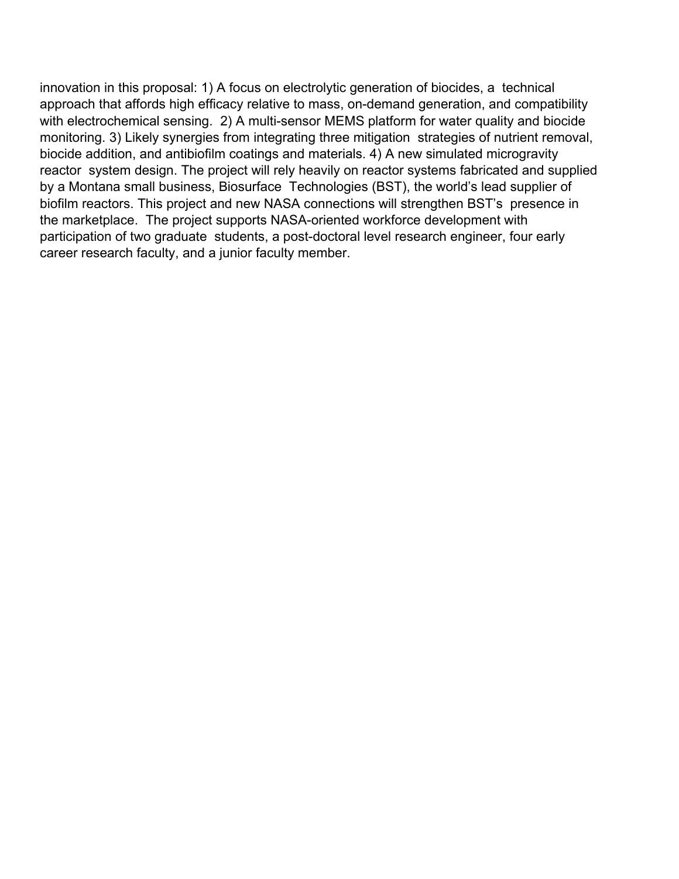innovation in this proposal: 1) A focus on electrolytic generation of biocides, a technical approach that affords high efficacy relative to mass, on-demand generation, and compatibility with electrochemical sensing. 2) A multi-sensor MEMS platform for water quality and biocide monitoring. 3) Likely synergies from integrating three mitigation strategies of nutrient removal, biocide addition, and antibiofilm coatings and materials. 4) A new simulated microgravity reactor system design. The project will rely heavily on reactor systems fabricated and supplied by a Montana small business, Biosurface Technologies (BST), the world's lead supplier of biofilm reactors. This project and new NASA connections will strengthen BST's presence in the marketplace. The project supports NASA-oriented workforce development with participation of two graduate students, a post-doctoral level research engineer, four early career research faculty, and a junior faculty member.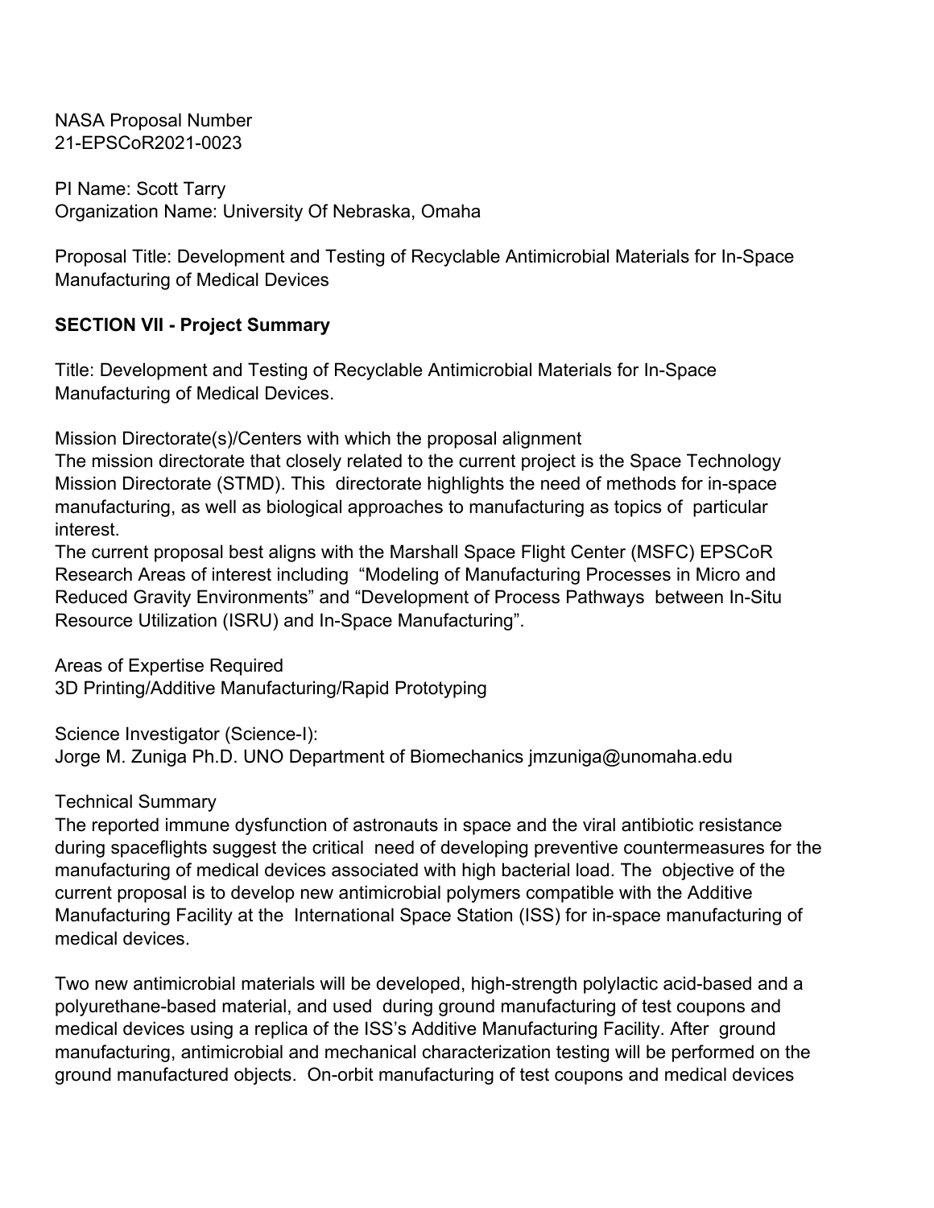NASA Proposal Number
21-EPSCoR2021-0023

PI Name: Scott Tarry
Organization Name: University Of Nebraska, Omaha

Proposal Title: Development and Testing of Recyclable Antimicrobial Materials for In-Space Manufacturing of Medical Devices

**SECTION VII - Project Summary**

Title: Development and Testing of Recyclable Antimicrobial Materials for In-Space Manufacturing of Medical Devices.

Mission Directorate(s)/Centers with which the proposal alignment
The mission directorate that closely related to the current project is the Space Technology Mission Directorate (STMD). This directorate highlights the need of methods for in-space manufacturing, as well as biological approaches to manufacturing as topics of particular interest.
The current proposal best aligns with the Marshall Space Flight Center (MSFC) EPSCoR Research Areas of interest including "Modeling of Manufacturing Processes in Micro and Reduced Gravity Environments" and "Development of Process Pathways between In-Situ Resource Utilization (ISRU) and In-Space Manufacturing".

Areas of Expertise Required
3D Printing/Additive Manufacturing/Rapid Prototyping

Science Investigator (Science-I):
Jorge M. Zuniga Ph.D. UNO Department of Biomechanics jmzuniga@unomaha.edu

Technical Summary
The reported immune dysfunction of astronauts in space and the viral antibiotic resistance during spaceflights suggest the critical need of developing preventive countermeasures for the manufacturing of medical devices associated with high bacterial load. The objective of the current proposal is to develop new antimicrobial polymers compatible with the Additive Manufacturing Facility at the International Space Station (ISS) for in-space manufacturing of medical devices.

Two new antimicrobial materials will be developed, high-strength polylactic acid-based and a polyurethane-based material, and used during ground manufacturing of test coupons and medical devices using a replica of the ISS's Additive Manufacturing Facility. After ground manufacturing, antimicrobial and mechanical characterization testing will be performed on the ground manufactured objects. On-orbit manufacturing of test coupons and medical devices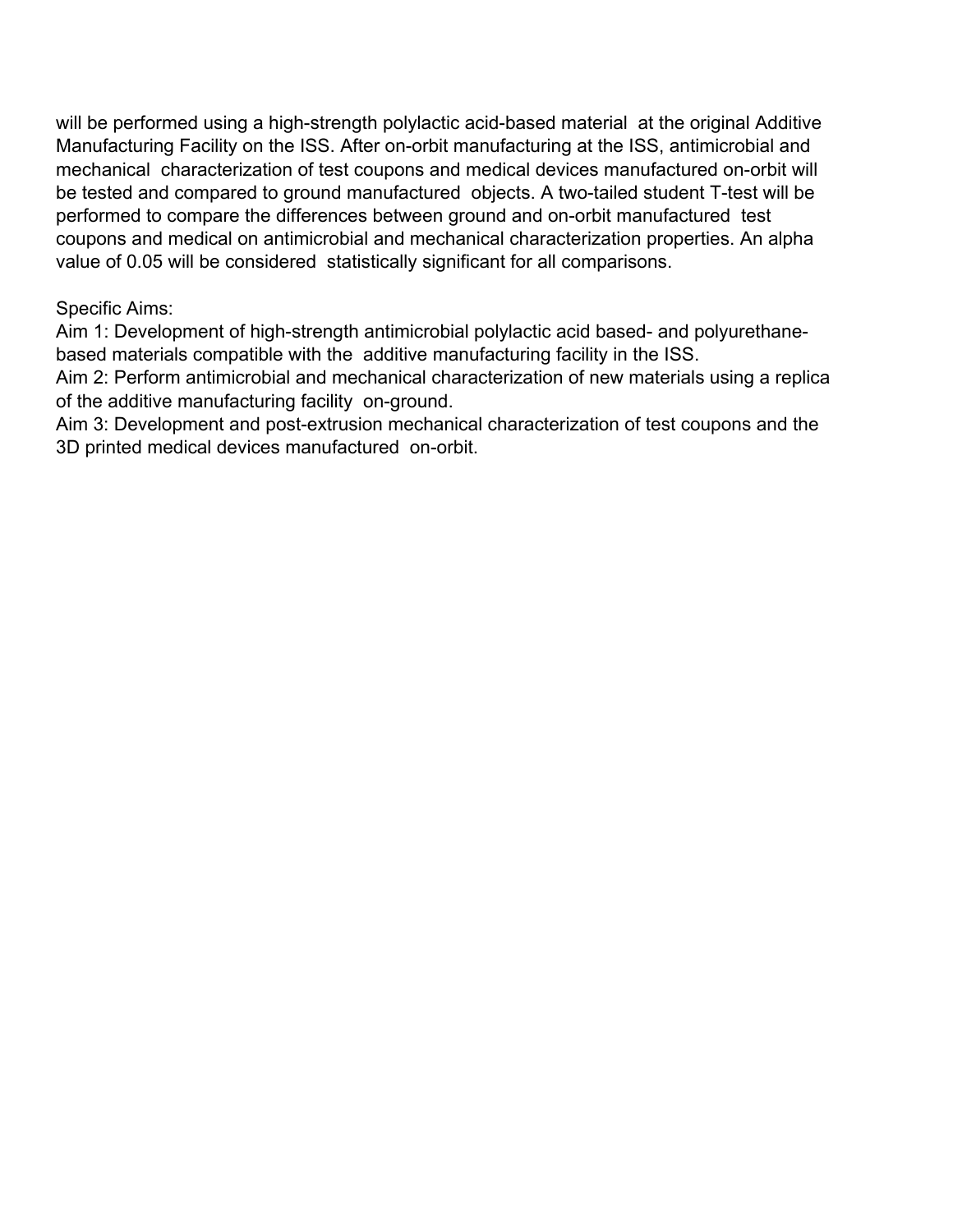will be performed using a high-strength polylactic acid-based material at the original Additive Manufacturing Facility on the ISS. After on-orbit manufacturing at the ISS, antimicrobial and mechanical characterization of test coupons and medical devices manufactured on-orbit will be tested and compared to ground manufactured objects. A two-tailed student T-test will be performed to compare the differences between ground and on-orbit manufactured test coupons and medical on antimicrobial and mechanical characterization properties. An alpha value of 0.05 will be considered statistically significant for all comparisons.

Specific Aims:
Aim 1: Development of high-strength antimicrobial polylactic acid based- and polyurethane-based materials compatible with the additive manufacturing facility in the ISS.
Aim 2: Perform antimicrobial and mechanical characterization of new materials using a replica of the additive manufacturing facility on-ground.
Aim 3: Development and post-extrusion mechanical characterization of test coupons and the 3D printed medical devices manufactured on-orbit.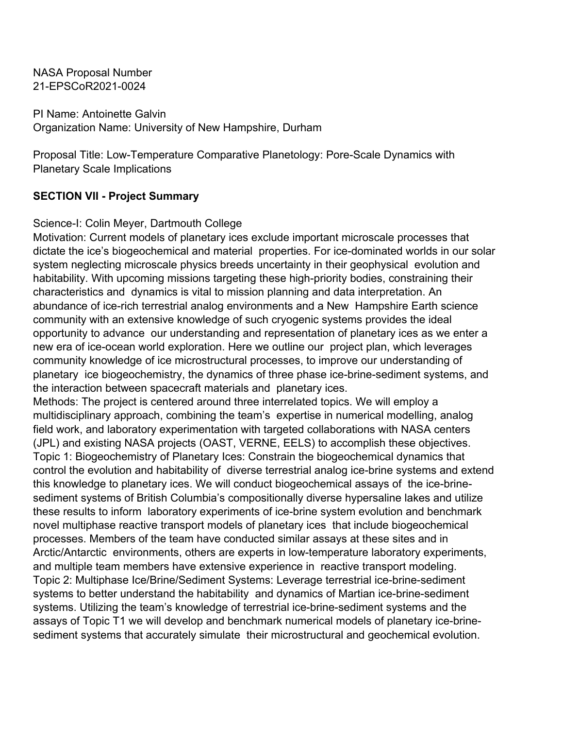NASA Proposal Number
21-EPSCoR2021-0024

PI Name: Antoinette Galvin
Organization Name: University of New Hampshire, Durham

Proposal Title: Low-Temperature Comparative Planetology: Pore-Scale Dynamics with Planetary Scale Implications

## SECTION VII - Project Summary

Science-I: Colin Meyer, Dartmouth College

Motivation: Current models of planetary ices exclude important microscale processes that dictate the ice's biogeochemical and material properties. For ice-dominated worlds in our solar system neglecting microscale physics breeds uncertainty in their geophysical evolution and habitability. With upcoming missions targeting these high-priority bodies, constraining their characteristics and dynamics is vital to mission planning and data interpretation. An abundance of ice-rich terrestrial analog environments and a New Hampshire Earth science community with an extensive knowledge of such cryogenic systems provides the ideal opportunity to advance our understanding and representation of planetary ices as we enter a new era of ice-ocean world exploration. Here we outline our project plan, which leverages community knowledge of ice microstructural processes, to improve our understanding of planetary ice biogeochemistry, the dynamics of three phase ice-brine-sediment systems, and the interaction between spacecraft materials and planetary ices.

Methods: The project is centered around three interrelated topics. We will employ a multidisciplinary approach, combining the team's expertise in numerical modelling, analog field work, and laboratory experimentation with targeted collaborations with NASA centers (JPL) and existing NASA projects (OAST, VERNE, EELS) to accomplish these objectives.

Topic 1: Biogeochemistry of Planetary Ices: Constrain the biogeochemical dynamics that control the evolution and habitability of diverse terrestrial analog ice-brine systems and extend this knowledge to planetary ices. We will conduct biogeochemical assays of the ice-brine-sediment systems of British Columbia's compositionally diverse hypersaline lakes and utilize these results to inform laboratory experiments of ice-brine system evolution and benchmark novel multiphase reactive transport models of planetary ices that include biogeochemical processes. Members of the team have conducted similar assays at these sites and in Arctic/Antarctic environments, others are experts in low-temperature laboratory experiments, and multiple team members have extensive experience in reactive transport modeling.

Topic 2: Multiphase Ice/Brine/Sediment Systems: Leverage terrestrial ice-brine-sediment systems to better understand the habitability and dynamics of Martian ice-brine-sediment systems. Utilizing the team's knowledge of terrestrial ice-brine-sediment systems and the assays of Topic T1 we will develop and benchmark numerical models of planetary ice-brine-sediment systems that accurately simulate their microstructural and geochemical evolution.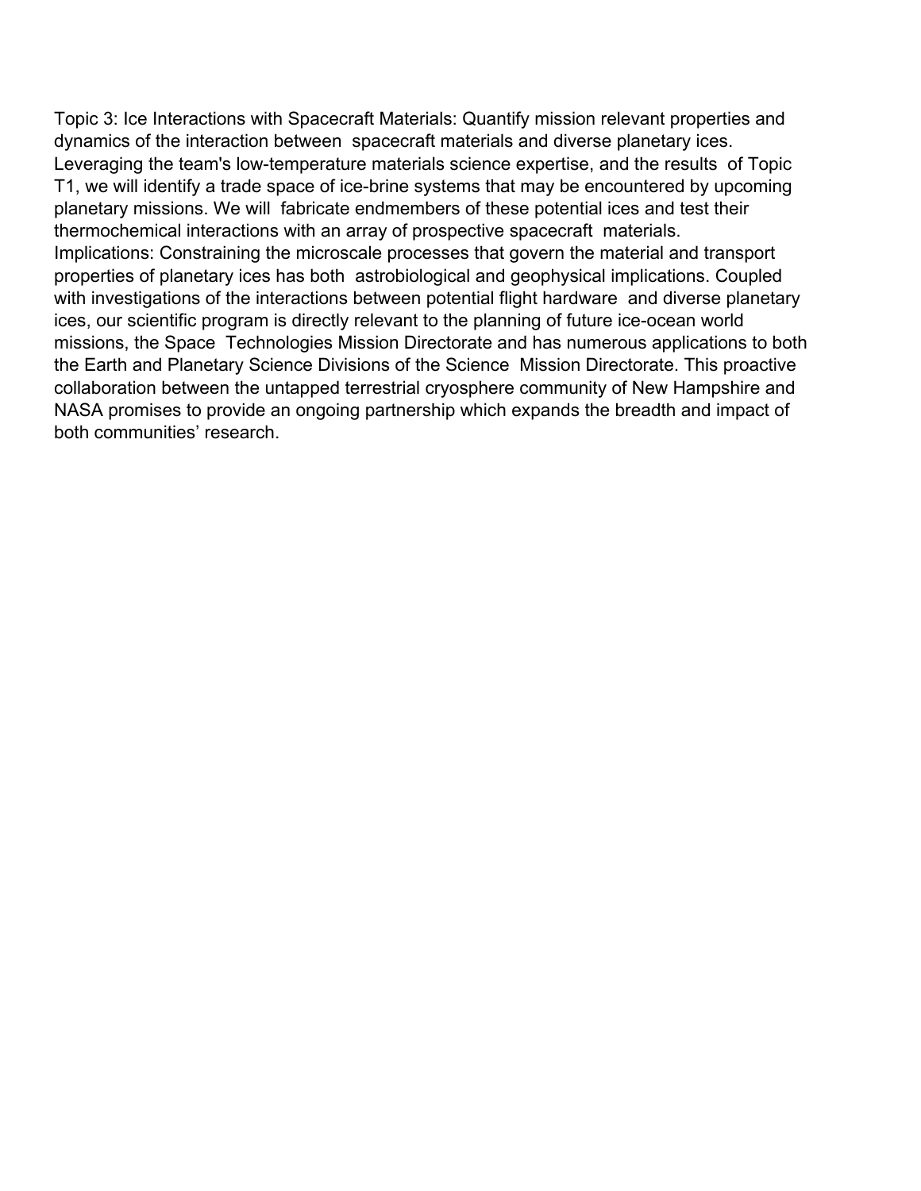Topic 3: Ice Interactions with Spacecraft Materials: Quantify mission relevant properties and dynamics of the interaction between spacecraft materials and diverse planetary ices. Leveraging the team's low-temperature materials science expertise, and the results of Topic T1, we will identify a trade space of ice-brine systems that may be encountered by upcoming planetary missions. We will fabricate endmembers of these potential ices and test their thermochemical interactions with an array of prospective spacecraft materials.

Implications: Constraining the microscale processes that govern the material and transport properties of planetary ices has both astrobiological and geophysical implications. Coupled with investigations of the interactions between potential flight hardware and diverse planetary ices, our scientific program is directly relevant to the planning of future ice-ocean world missions, the Space Technologies Mission Directorate and has numerous applications to both the Earth and Planetary Science Divisions of the Science Mission Directorate. This proactive collaboration between the untapped terrestrial cryosphere community of New Hampshire and NASA promises to provide an ongoing partnership which expands the breadth and impact of both communities' research.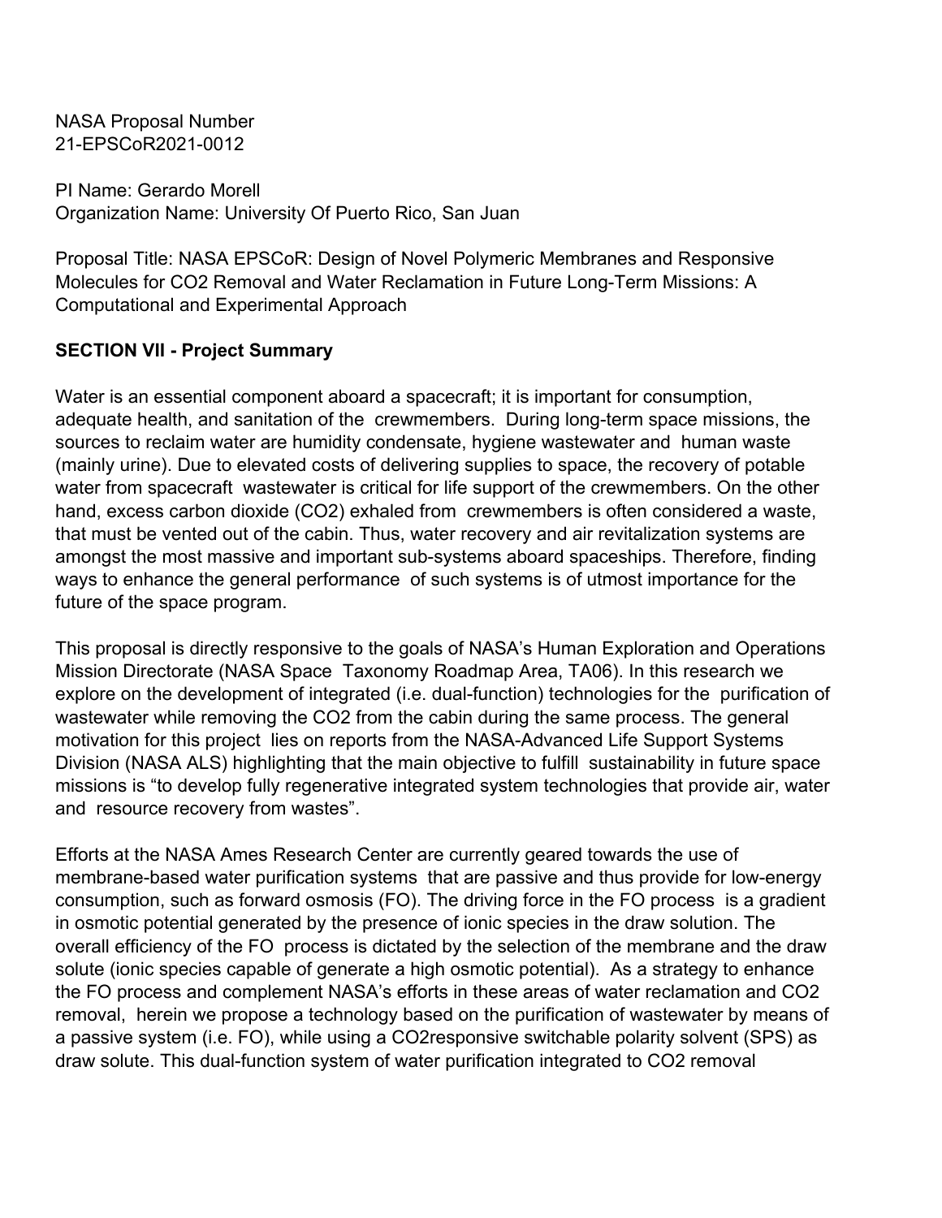NASA Proposal Number
21-EPSCoR2021-0012

PI Name: Gerardo Morell
Organization Name: University Of Puerto Rico, San Juan

Proposal Title: NASA EPSCoR: Design of Novel Polymeric Membranes and Responsive Molecules for CO2 Removal and Water Reclamation in Future Long-Term Missions: A Computational and Experimental Approach

**SECTION VII - Project Summary**

Water is an essential component aboard a spacecraft; it is important for consumption, adequate health, and sanitation of the crewmembers. During long-term space missions, the sources to reclaim water are humidity condensate, hygiene wastewater and human waste (mainly urine). Due to elevated costs of delivering supplies to space, the recovery of potable water from spacecraft wastewater is critical for life support of the crewmembers. On the other hand, excess carbon dioxide ($CO_2$) exhaled from crewmembers is often considered a waste, that must be vented out of the cabin. Thus, water recovery and air revitalization systems are amongst the most massive and important sub-systems aboard spaceships. Therefore, finding ways to enhance the general performance of such systems is of utmost importance for the future of the space program.

This proposal is directly responsive to the goals of NASA's Human Exploration and Operations Mission Directorate (NASA Space Taxonomy Roadmap Area, TA06). In this research we explore on the development of integrated (i.e. dual-function) technologies for the purification of wastewater while removing the $CO_2$ from the cabin during the same process. The general motivation for this project lies on reports from the NASA-Advanced Life Support Systems Division (NASA ALS) highlighting that the main objective to fulfill sustainability in future space missions is "to develop fully regenerative integrated system technologies that provide air, water and resource recovery from wastes".

Efforts at the NASA Ames Research Center are currently geared towards the use of membrane-based water purification systems that are passive and thus provide for low-energy consumption, such as forward osmosis (FO). The driving force in the FO process is a gradient in osmotic potential generated by the presence of ionic species in the draw solution. The overall efficiency of the FO process is dictated by the selection of the membrane and the draw solute (ionic species capable of generate a high osmotic potential). As a strategy to enhance the FO process and complement NASA's efforts in these areas of water reclamation and $CO_2$ removal, herein we propose a technology based on the purification of wastewater by means of a passive system (i.e. FO), while using a $CO_2$responsive switchable polarity solvent (SPS) as draw solute. This dual-function system of water purification integrated to $CO_2$ removal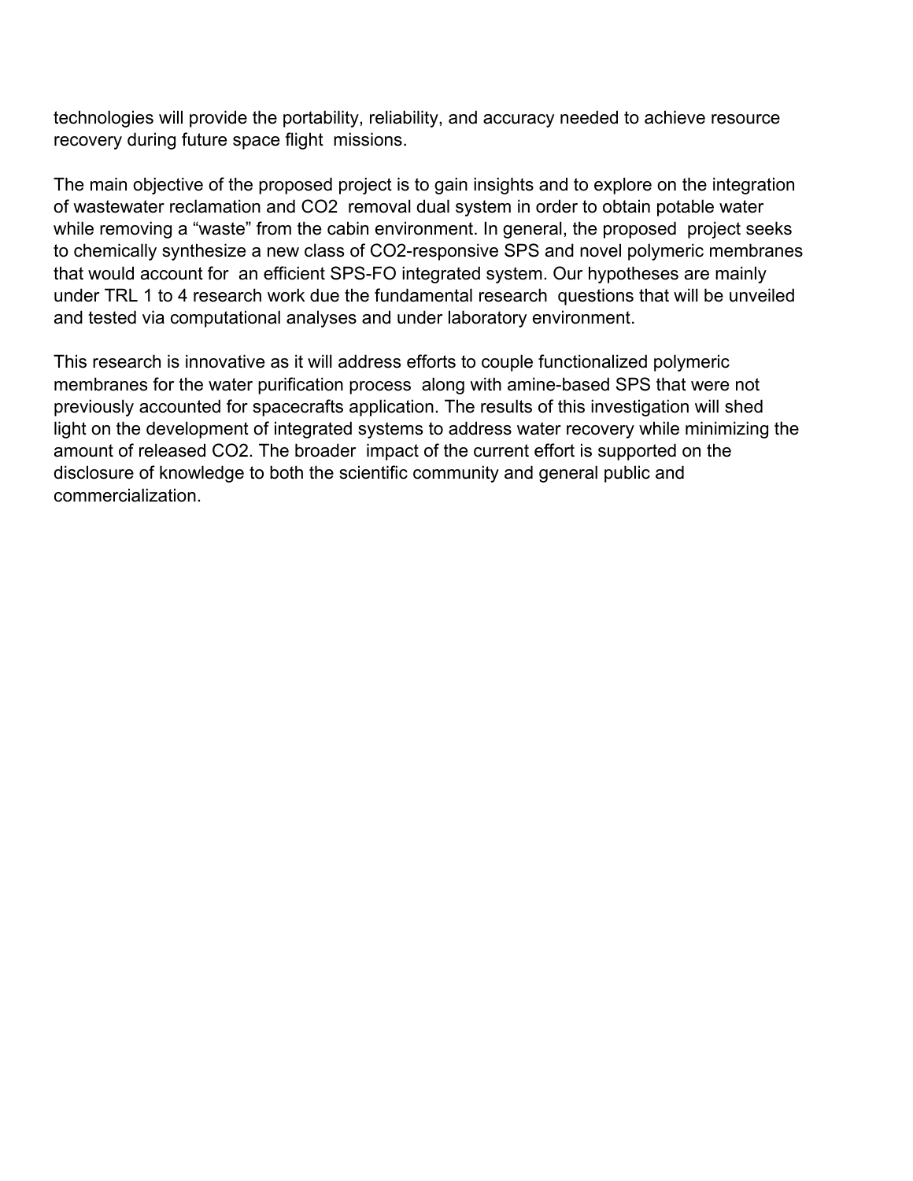technologies will provide the portability, reliability, and accuracy needed to achieve resource recovery during future space flight missions.

The main objective of the proposed project is to gain insights and to explore on the integration of wastewater reclamation and $CO_2$ removal dual system in order to obtain potable water while removing a “waste” from the cabin environment. In general, the proposed project seeks to chemically synthesize a new class of $CO_2$-responsive SPS and novel polymeric membranes that would account for an efficient SPS-FO integrated system. Our hypotheses are mainly under TRL 1 to 4 research work due the fundamental research questions that will be unveiled and tested via computational analyses and under laboratory environment.

This research is innovative as it will address efforts to couple functionalized polymeric membranes for the water purification process along with amine-based SPS that were not previously accounted for spacecrafts application. The results of this investigation will shed light on the development of integrated systems to address water recovery while minimizing the amount of released $CO_2$. The broader impact of the current effort is supported on the disclosure of knowledge to both the scientific community and general public and commercialization.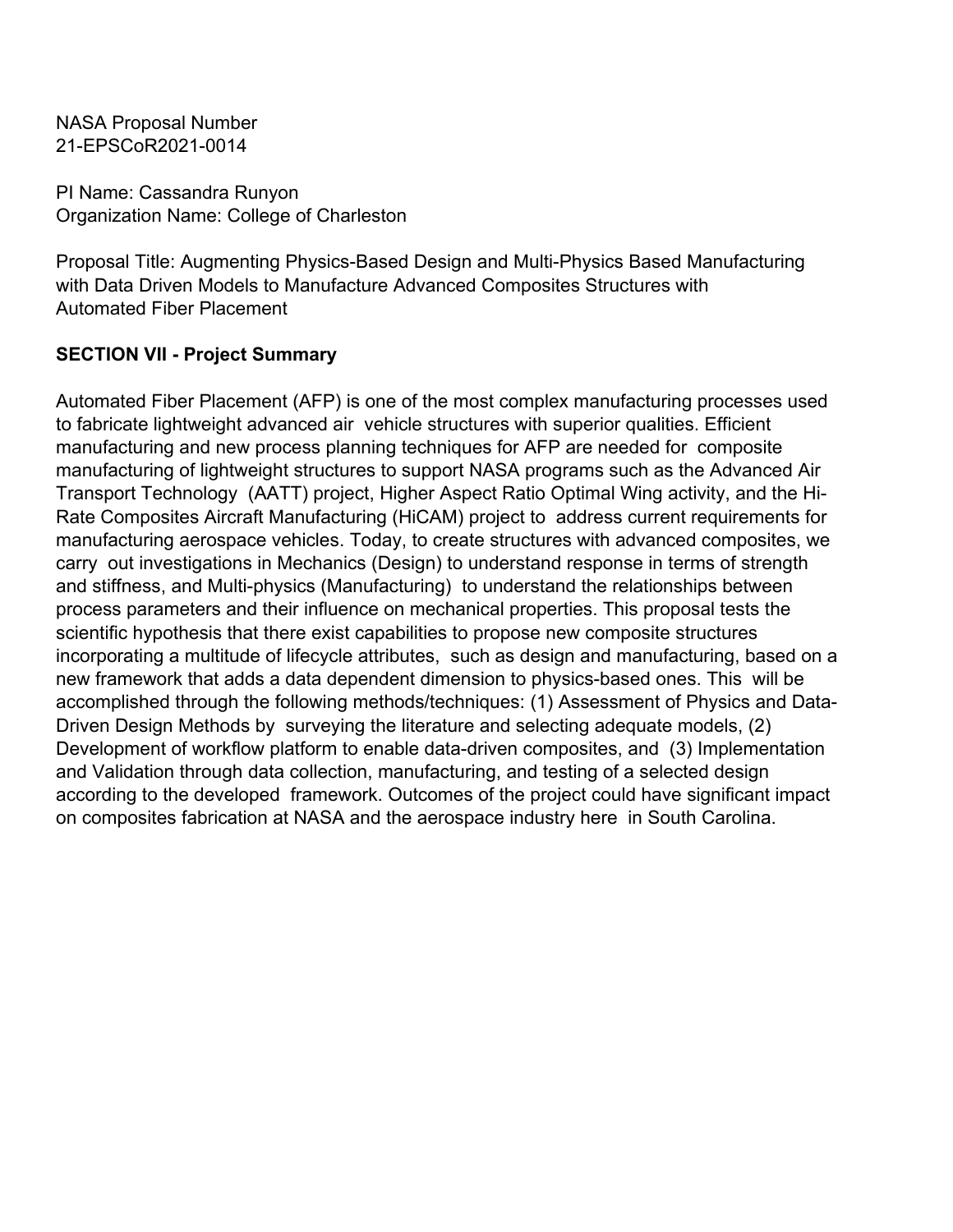NASA Proposal Number
21-EPSCoR2021-0014

PI Name: Cassandra Runyon
Organization Name: College of Charleston

Proposal Title: Augmenting Physics-Based Design and Multi-Physics Based Manufacturing with Data Driven Models to Manufacture Advanced Composites Structures with Automated Fiber Placement

**SECTION VII - Project Summary**

Automated Fiber Placement (AFP) is one of the most complex manufacturing processes used to fabricate lightweight advanced air vehicle structures with superior qualities. Efficient manufacturing and new process planning techniques for AFP are needed for composite manufacturing of lightweight structures to support NASA programs such as the Advanced Air Transport Technology (AATT) project, Higher Aspect Ratio Optimal Wing activity, and the Hi-Rate Composites Aircraft Manufacturing (HiCAM) project to address current requirements for manufacturing aerospace vehicles. Today, to create structures with advanced composites, we carry out investigations in Mechanics (Design) to understand response in terms of strength and stiffness, and Multi-physics (Manufacturing) to understand the relationships between process parameters and their influence on mechanical properties. This proposal tests the scientific hypothesis that there exist capabilities to propose new composite structures incorporating a multitude of lifecycle attributes, such as design and manufacturing, based on a new framework that adds a data dependent dimension to physics-based ones. This will be accomplished through the following methods/techniques: (1) Assessment of Physics and Data-Driven Design Methods by surveying the literature and selecting adequate models, (2) Development of workflow platform to enable data-driven composites, and (3) Implementation and Validation through data collection, manufacturing, and testing of a selected design according to the developed framework. Outcomes of the project could have significant impact on composites fabrication at NASA and the aerospace industry here in South Carolina.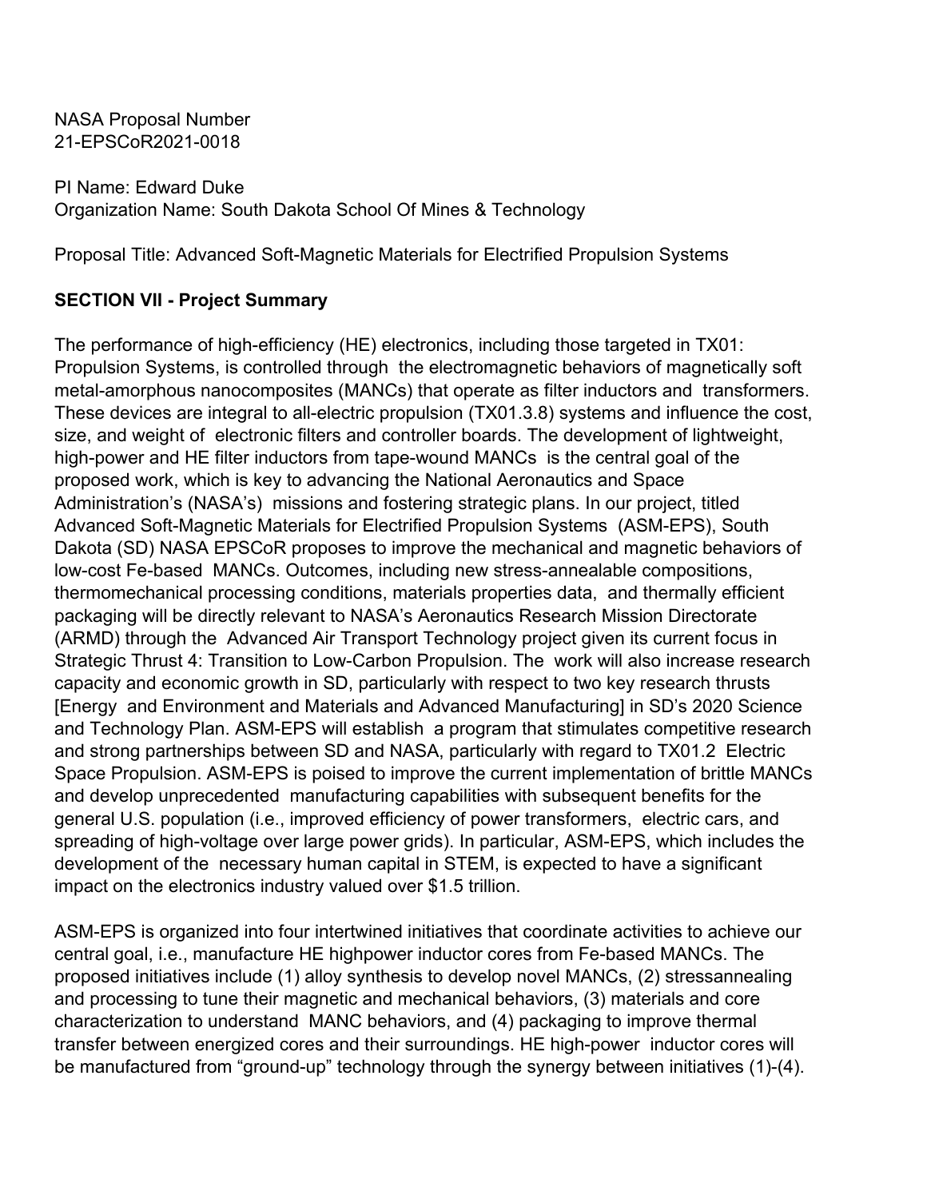NASA Proposal Number
21-EPSCoR2021-0018

PI Name: Edward Duke
Organization Name: South Dakota School Of Mines & Technology

Proposal Title: Advanced Soft-Magnetic Materials for Electrified Propulsion Systems

## SECTION VII - Project Summary

The performance of high-efficiency (HE) electronics, including those targeted in TX01: Propulsion Systems, is controlled through the electromagnetic behaviors of magnetically soft metal-amorphous nanocomposites (MANCs) that operate as filter inductors and transformers. These devices are integral to all-electric propulsion (TX01.3.8) systems and influence the cost, size, and weight of electronic filters and controller boards. The development of lightweight, high-power and HE filter inductors from tape-wound MANCs is the central goal of the proposed work, which is key to advancing the National Aeronautics and Space Administration's (NASA's) missions and fostering strategic plans. In our project, titled Advanced Soft-Magnetic Materials for Electrified Propulsion Systems (ASM-EPS), South Dakota (SD) NASA EPSCoR proposes to improve the mechanical and magnetic behaviors of low-cost Fe-based MANCs. Outcomes, including new stress-annealable compositions, thermomechanical processing conditions, materials properties data, and thermally efficient packaging will be directly relevant to NASA's Aeronautics Research Mission Directorate (ARMD) through the Advanced Air Transport Technology project given its current focus in Strategic Thrust 4: Transition to Low-Carbon Propulsion. The work will also increase research capacity and economic growth in SD, particularly with respect to two key research thrusts [Energy and Environment and Materials and Advanced Manufacturing] in SD's 2020 Science and Technology Plan. ASM-EPS will establish a program that stimulates competitive research and strong partnerships between SD and NASA, particularly with regard to TX01.2 Electric Space Propulsion. ASM-EPS is poised to improve the current implementation of brittle MANCs and develop unprecedented manufacturing capabilities with subsequent benefits for the general U.S. population (i.e., improved efficiency of power transformers, electric cars, and spreading of high-voltage over large power grids). In particular, ASM-EPS, which includes the development of the necessary human capital in STEM, is expected to have a significant impact on the electronics industry valued over $1.5 trillion.

ASM-EPS is organized into four intertwined initiatives that coordinate activities to achieve our central goal, i.e., manufacture HE highpower inductor cores from Fe-based MANCs. The proposed initiatives include (1) alloy synthesis to develop novel MANCs, (2) stressannealing and processing to tune their magnetic and mechanical behaviors, (3) materials and core characterization to understand MANC behaviors, and (4) packaging to improve thermal transfer between energized cores and their surroundings. HE high-power inductor cores will be manufactured from "ground-up" technology through the synergy between initiatives (1)-(4).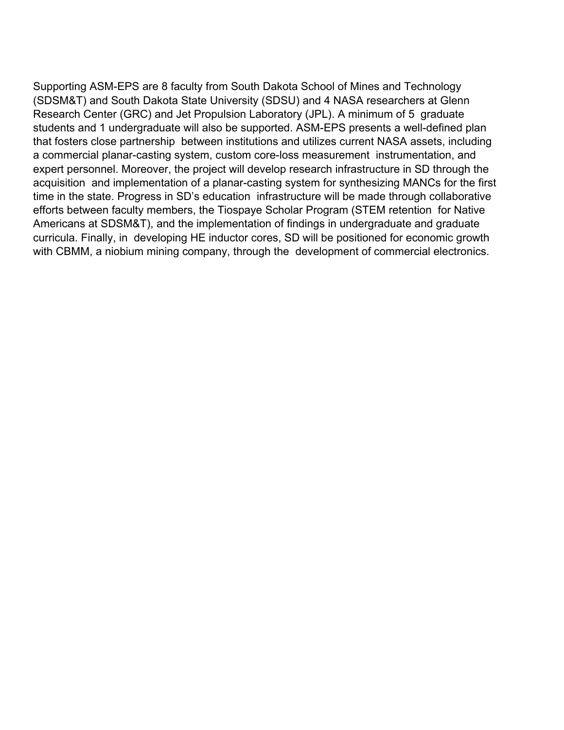Supporting ASM-EPS are 8 faculty from South Dakota School of Mines and Technology (SDSM&T) and South Dakota State University (SDSU) and 4 NASA researchers at Glenn Research Center (GRC) and Jet Propulsion Laboratory (JPL). A minimum of 5 graduate students and 1 undergraduate will also be supported. ASM-EPS presents a well-defined plan that fosters close partnership between institutions and utilizes current NASA assets, including a commercial planar-casting system, custom core-loss measurement instrumentation, and expert personnel. Moreover, the project will develop research infrastructure in SD through the acquisition and implementation of a planar-casting system for synthesizing MANCs for the first time in the state. Progress in SD's education infrastructure will be made through collaborative efforts between faculty members, the Tiospaye Scholar Program (STEM retention for Native Americans at SDSM&T), and the implementation of findings in undergraduate and graduate curricula. Finally, in developing HE inductor cores, SD will be positioned for economic growth with CBMM, a niobium mining company, through the development of commercial electronics.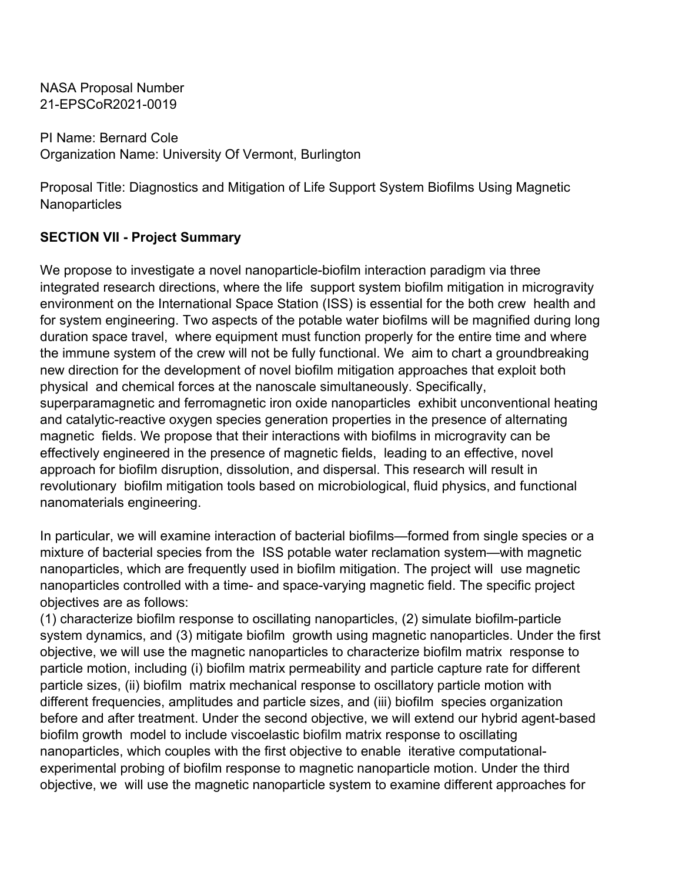NASA Proposal Number
21-EPSCoR2021-0019

PI Name: Bernard Cole
Organization Name: University Of Vermont, Burlington

Proposal Title: Diagnostics and Mitigation of Life Support System Biofilms Using Magnetic Nanoparticles

## SECTION VII - Project Summary

We propose to investigate a novel nanoparticle-biofilm interaction paradigm via three integrated research directions, where the life support system biofilm mitigation in microgravity environment on the International Space Station (ISS) is essential for the both crew health and for system engineering. Two aspects of the potable water biofilms will be magnified during long duration space travel, where equipment must function properly for the entire time and where the immune system of the crew will not be fully functional. We aim to chart a groundbreaking new direction for the development of novel biofilm mitigation approaches that exploit both physical and chemical forces at the nanoscale simultaneously. Specifically, superparamagnetic and ferromagnetic iron oxide nanoparticles exhibit unconventional heating and catalytic-reactive oxygen species generation properties in the presence of alternating magnetic fields. We propose that their interactions with biofilms in microgravity can be effectively engineered in the presence of magnetic fields, leading to an effective, novel approach for biofilm disruption, dissolution, and dispersal. This research will result in revolutionary biofilm mitigation tools based on microbiological, fluid physics, and functional nanomaterials engineering.

In particular, we will examine interaction of bacterial biofilms—formed from single species or a mixture of bacterial species from the ISS potable water reclamation system—with magnetic nanoparticles, which are frequently used in biofilm mitigation. The project will use magnetic nanoparticles controlled with a time- and space-varying magnetic field. The specific project objectives are as follows:
(1) characterize biofilm response to oscillating nanoparticles, (2) simulate biofilm-particle system dynamics, and (3) mitigate biofilm growth using magnetic nanoparticles. Under the first objective, we will use the magnetic nanoparticles to characterize biofilm matrix response to particle motion, including (i) biofilm matrix permeability and particle capture rate for different particle sizes, (ii) biofilm matrix mechanical response to oscillatory particle motion with different frequencies, amplitudes and particle sizes, and (iii) biofilm species organization before and after treatment. Under the second objective, we will extend our hybrid agent-based biofilm growth model to include viscoelastic biofilm matrix response to oscillating nanoparticles, which couples with the first objective to enable iterative computational-experimental probing of biofilm response to magnetic nanoparticle motion. Under the third objective, we will use the magnetic nanoparticle system to examine different approaches for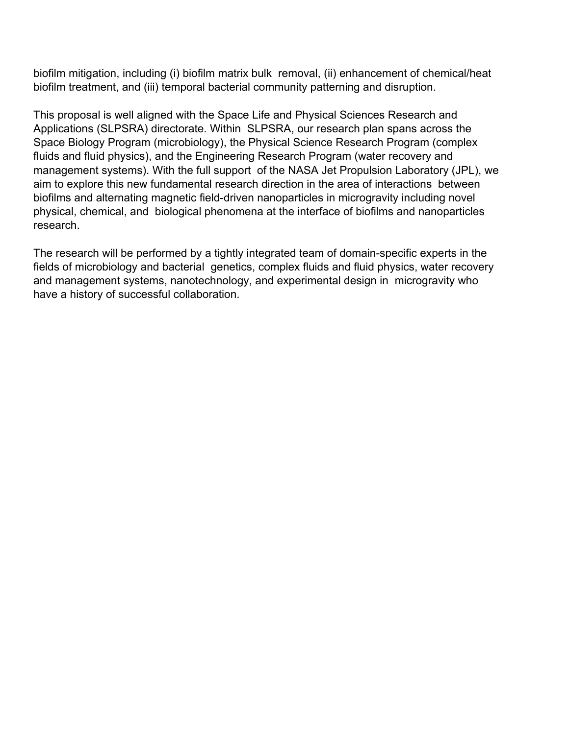biofilm mitigation, including (i) biofilm matrix bulk removal, (ii) enhancement of chemical/heat biofilm treatment, and (iii) temporal bacterial community patterning and disruption.

This proposal is well aligned with the Space Life and Physical Sciences Research and Applications (SLPSRA) directorate. Within SLPSRA, our research plan spans across the Space Biology Program (microbiology), the Physical Science Research Program (complex fluids and fluid physics), and the Engineering Research Program (water recovery and management systems). With the full support of the NASA Jet Propulsion Laboratory (JPL), we aim to explore this new fundamental research direction in the area of interactions between biofilms and alternating magnetic field-driven nanoparticles in microgravity including novel physical, chemical, and biological phenomena at the interface of biofilms and nanoparticles research.

The research will be performed by a tightly integrated team of domain-specific experts in the fields of microbiology and bacterial genetics, complex fluids and fluid physics, water recovery and management systems, nanotechnology, and experimental design in microgravity who have a history of successful collaboration.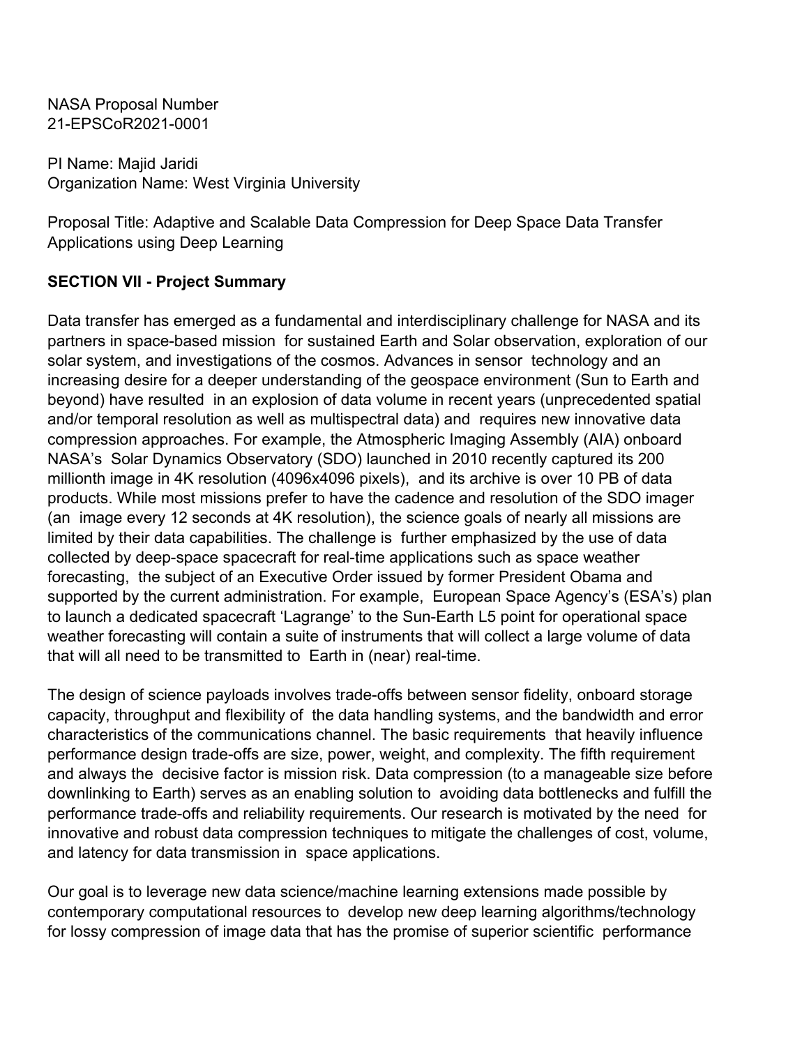NASA Proposal Number
21-EPSCoR2021-0001

PI Name: Majid Jaridi
Organization Name: West Virginia University

Proposal Title: Adaptive and Scalable Data Compression for Deep Space Data Transfer Applications using Deep Learning

**SECTION VII - Project Summary**

Data transfer has emerged as a fundamental and interdisciplinary challenge for NASA and its partners in space-based mission for sustained Earth and Solar observation, exploration of our solar system, and investigations of the cosmos. Advances in sensor technology and an increasing desire for a deeper understanding of the geospace environment (Sun to Earth and beyond) have resulted in an explosion of data volume in recent years (unprecedented spatial and/or temporal resolution as well as multispectral data) and requires new innovative data compression approaches. For example, the Atmospheric Imaging Assembly (AIA) onboard NASA's Solar Dynamics Observatory (SDO) launched in 2010 recently captured its 200 millionth image in 4K resolution (4096x4096 pixels), and its archive is over 10 PB of data products. While most missions prefer to have the cadence and resolution of the SDO imager (an image every 12 seconds at 4K resolution), the science goals of nearly all missions are limited by their data capabilities. The challenge is further emphasized by the use of data collected by deep-space spacecraft for real-time applications such as space weather forecasting, the subject of an Executive Order issued by former President Obama and supported by the current administration. For example, European Space Agency's (ESA's) plan to launch a dedicated spacecraft 'Lagrange' to the Sun-Earth L5 point for operational space weather forecasting will contain a suite of instruments that will collect a large volume of data that will all need to be transmitted to Earth in (near) real-time.

The design of science payloads involves trade-offs between sensor fidelity, onboard storage capacity, throughput and flexibility of the data handling systems, and the bandwidth and error characteristics of the communications channel. The basic requirements that heavily influence performance design trade-offs are size, power, weight, and complexity. The fifth requirement and always the decisive factor is mission risk. Data compression (to a manageable size before downlinking to Earth) serves as an enabling solution to avoiding data bottlenecks and fulfill the performance trade-offs and reliability requirements. Our research is motivated by the need for innovative and robust data compression techniques to mitigate the challenges of cost, volume, and latency for data transmission in space applications.

Our goal is to leverage new data science/machine learning extensions made possible by contemporary computational resources to develop new deep learning algorithms/technology for lossy compression of image data that has the promise of superior scientific performance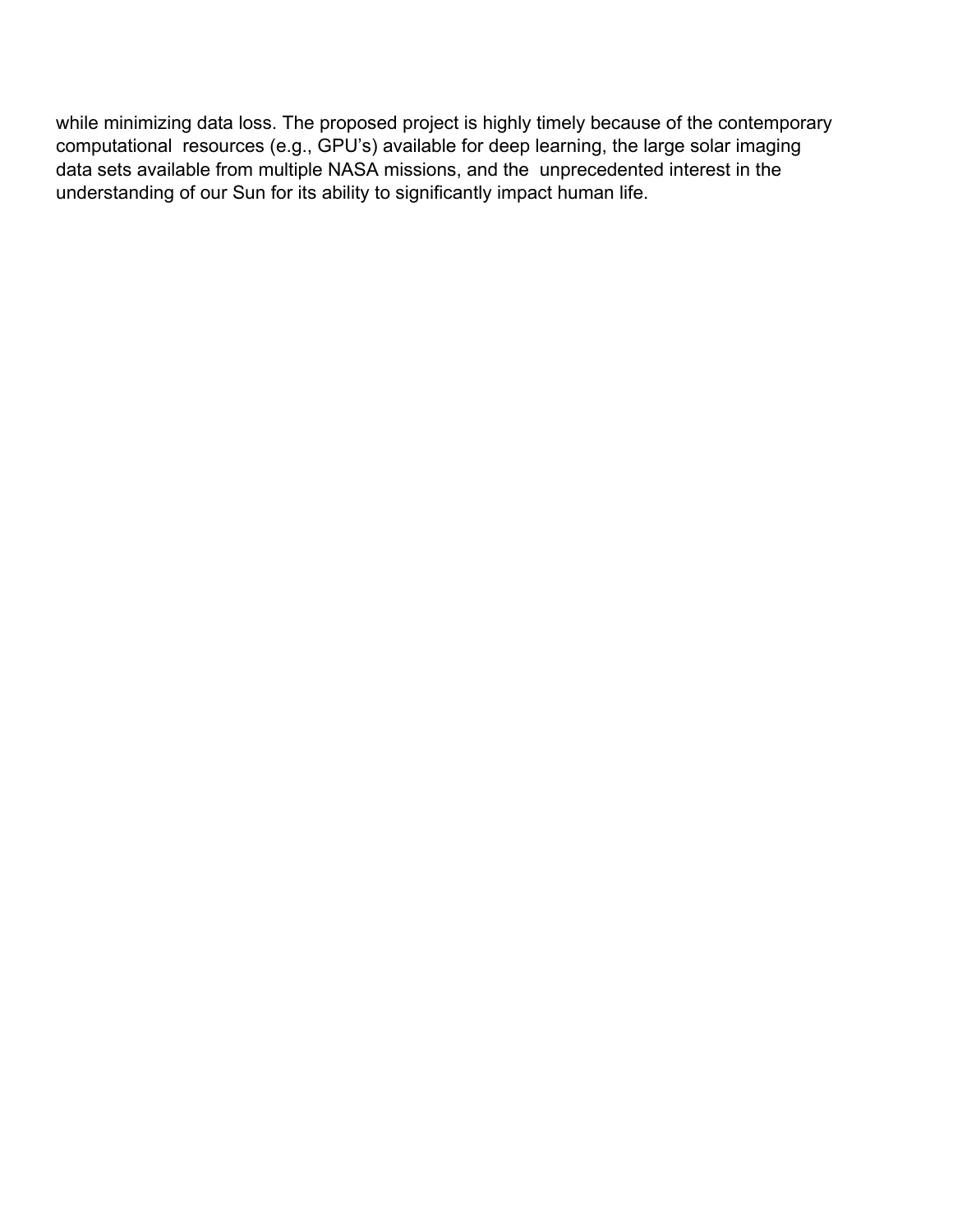while minimizing data loss. The proposed project is highly timely because of the contemporary computational resources (e.g., GPU's) available for deep learning, the large solar imaging data sets available from multiple NASA missions, and the unprecedented interest in the understanding of our Sun for its ability to significantly impact human life.